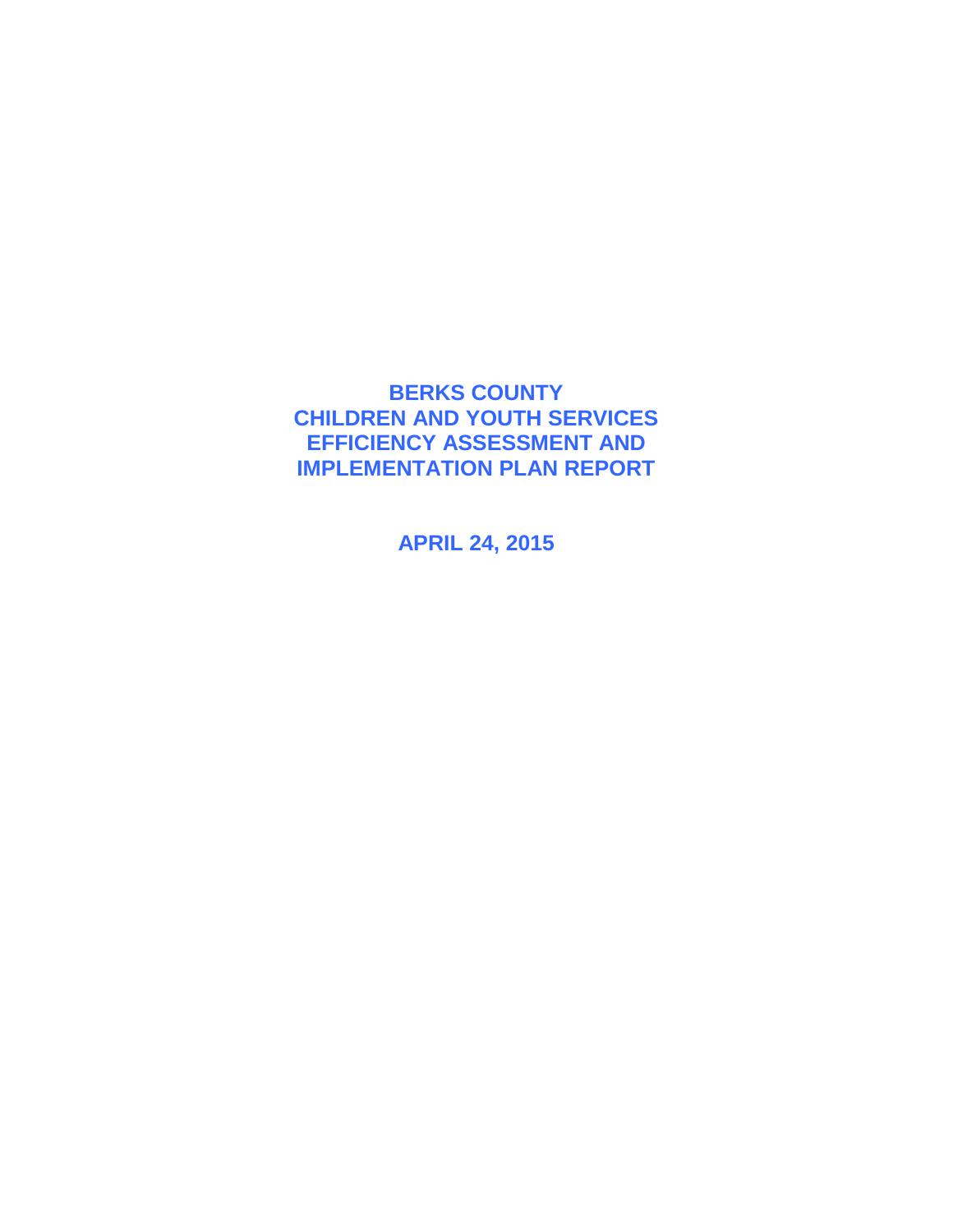# BERKS COUNTY
# CHILDREN AND YOUTH SERVICES
# EFFICIENCY ASSESSMENT AND
# IMPLEMENTATION PLAN REPORT

**APRIL 24, 2015**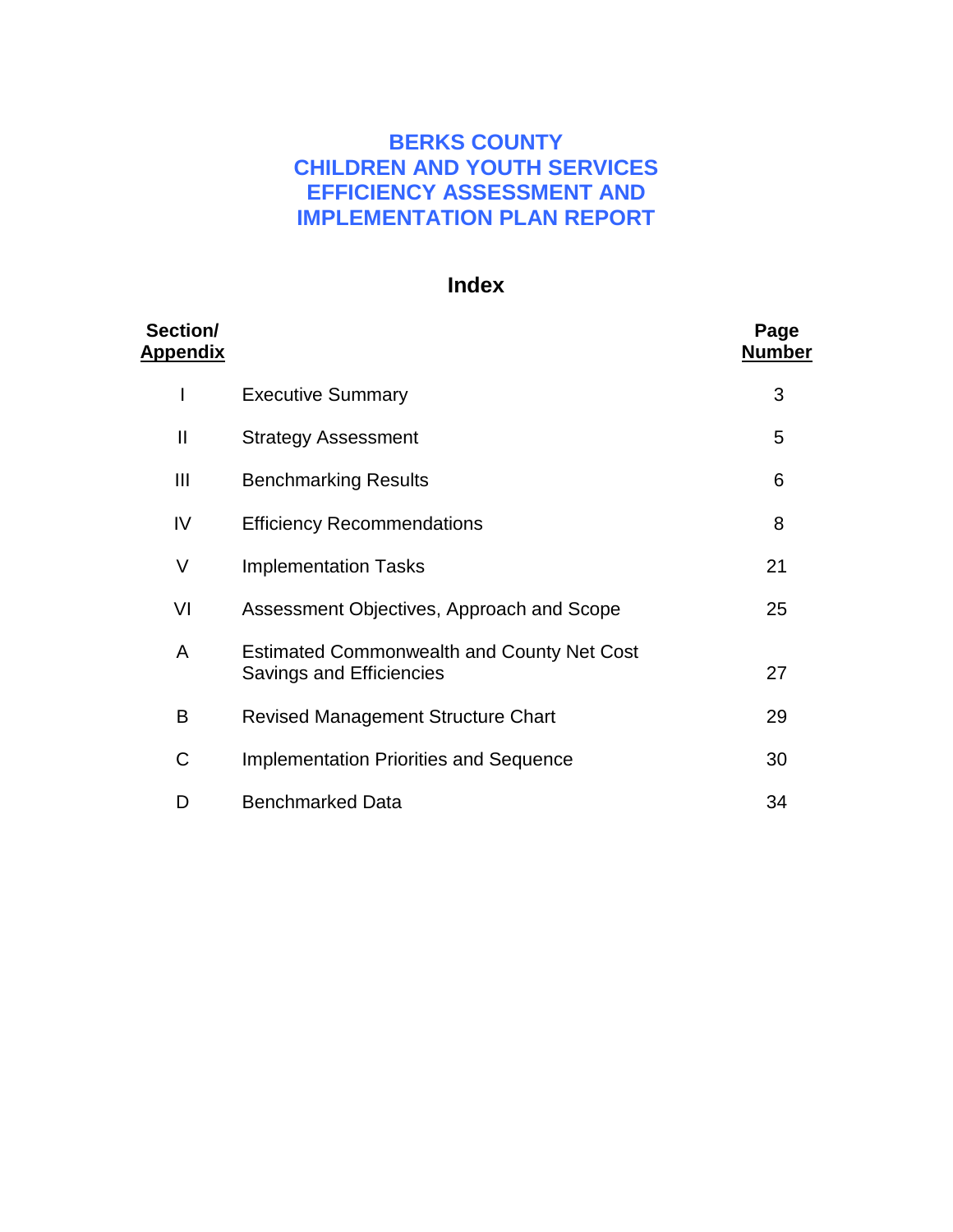# BERKS COUNTY
# CHILDREN AND YOUTH SERVICES
# EFFICIENCY ASSESSMENT AND
# IMPLEMENTATION PLAN REPORT

## Index

| Section/ Appendix | | Page Number |
|---|---|---|
| I | Executive Summary | 3 |
| II | Strategy Assessment | 5 |
| III | Benchmarking Results | 6 |
| IV | Efficiency Recommendations | 8 |
| V | Implementation Tasks | 21 |
| VI | Assessment Objectives, Approach and Scope | 25 |
| A | Estimated Commonwealth and County Net Cost Savings and Efficiencies | 27 |
| B | Revised Management Structure Chart | 29 |
| C | Implementation Priorities and Sequence | 30 |
| D | Benchmarked Data | 34 |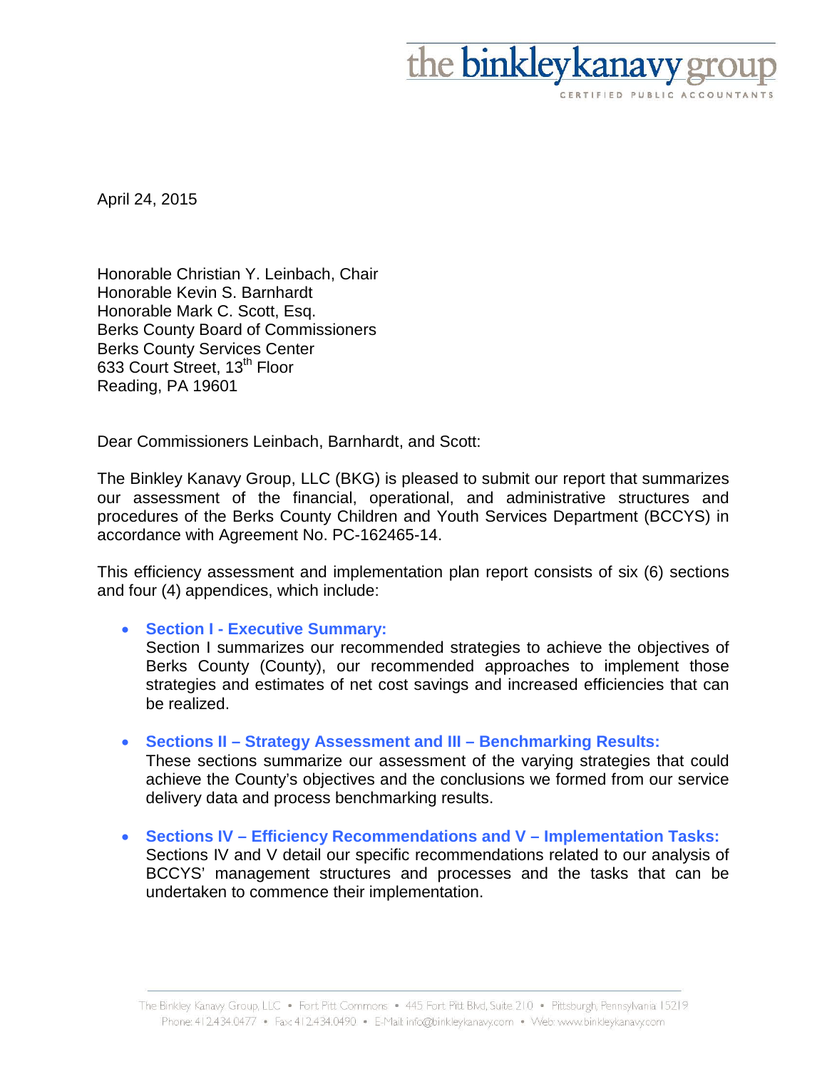the binkleykanavy group

CERTIFIED PUBLIC ACCOUNTANTS

April 24, 2015

Honorable Christian Y. Leinbach, Chair
Honorable Kevin S. Barnhardt
Honorable Mark C. Scott, Esq.
Berks County Board of Commissioners
Berks County Services Center
633 Court Street, 13th Floor
Reading, PA 19601

Dear Commissioners Leinbach, Barnhardt, and Scott:

The Binkley Kanavy Group, LLC (BKG) is pleased to submit our report that summarizes our assessment of the financial, operational, and administrative structures and procedures of the Berks County Children and Youth Services Department (BCCYS) in accordance with Agreement No. PC-162465-14.

This efficiency assessment and implementation plan report consists of six (6) sections and four (4) appendices, which include:

- **Section I - Executive Summary:**
  Section I summarizes our recommended strategies to achieve the objectives of Berks County (County), our recommended approaches to implement those strategies and estimates of net cost savings and increased efficiencies that can be realized.

- **Sections II – Strategy Assessment and III – Benchmarking Results:**
  These sections summarize our assessment of the varying strategies that could achieve the County's objectives and the conclusions we formed from our service delivery data and process benchmarking results.

- **Sections IV – Efficiency Recommendations and V – Implementation Tasks:**
  Sections IV and V detail our specific recommendations related to our analysis of BCCYS' management structures and processes and the tasks that can be undertaken to commence their implementation.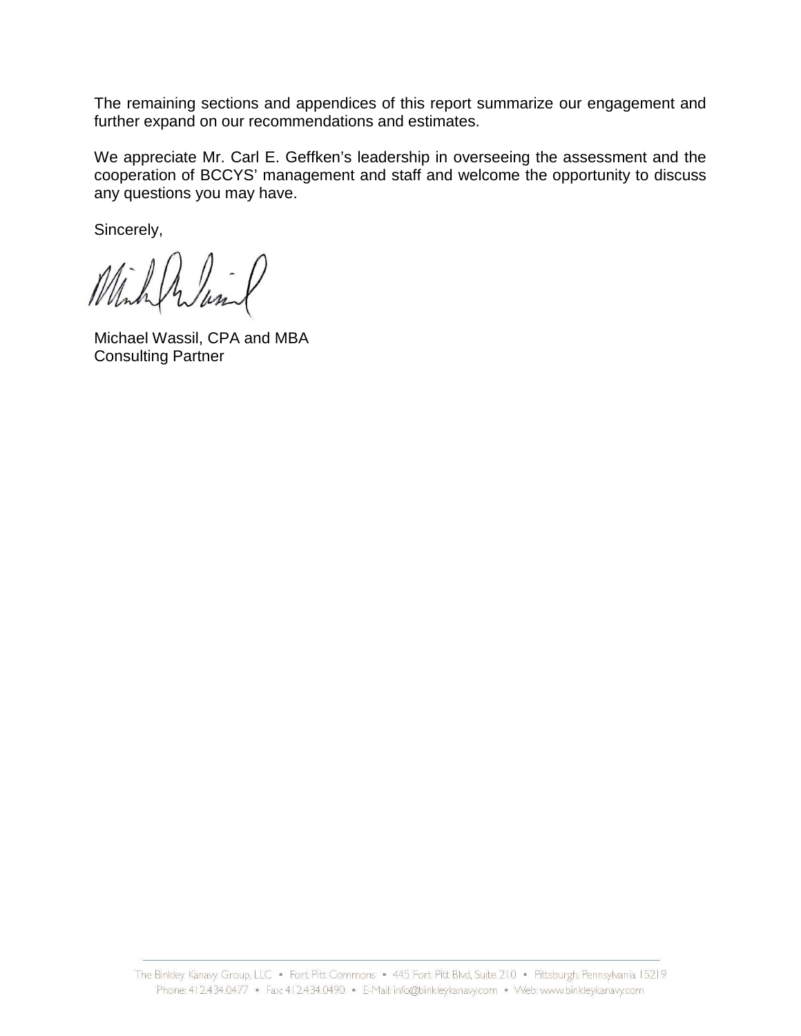The remaining sections and appendices of this report summarize our engagement and further expand on our recommendations and estimates.

We appreciate Mr. Carl E. Geffken's leadership in overseeing the assessment and the cooperation of BCCYS' management and staff and welcome the opportunity to discuss any questions you may have.

Sincerely,

Michael Wassil, CPA and MBA
Consulting Partner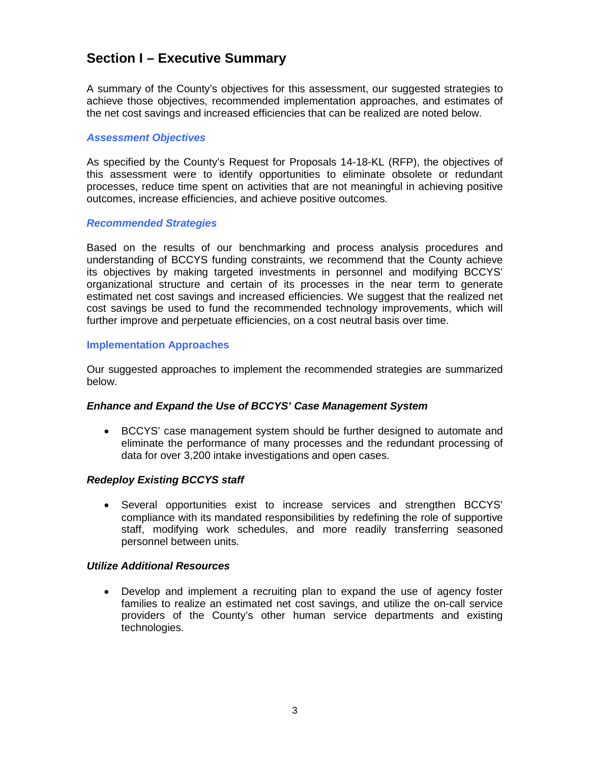## Section I – Executive Summary

A summary of the County's objectives for this assessment, our suggested strategies to achieve those objectives, recommended implementation approaches, and estimates of the net cost savings and increased efficiencies that can be realized are noted below.

### *Assessment Objectives*

As specified by the County's Request for Proposals 14-18-KL (RFP), the objectives of this assessment were to identify opportunities to eliminate obsolete or redundant processes, reduce time spent on activities that are not meaningful in achieving positive outcomes, increase efficiencies, and achieve positive outcomes.

### *Recommended Strategies*

Based on the results of our benchmarking and process analysis procedures and understanding of BCCYS funding constraints, we recommend that the County achieve its objectives by making targeted investments in personnel and modifying BCCYS' organizational structure and certain of its processes in the near term to generate estimated net cost savings and increased efficiencies. We suggest that the realized net cost savings be used to fund the recommended technology improvements, which will further improve and perpetuate efficiencies, on a cost neutral basis over time.

### Implementation Approaches

Our suggested approaches to implement the recommended strategies are summarized below.

#### *Enhance and Expand the Use of BCCYS' Case Management System*

- BCCYS' case management system should be further designed to automate and eliminate the performance of many processes and the redundant processing of data for over 3,200 intake investigations and open cases.

#### *Redeploy Existing BCCYS staff*

- Several opportunities exist to increase services and strengthen BCCYS' compliance with its mandated responsibilities by redefining the role of supportive staff, modifying work schedules, and more readily transferring seasoned personnel between units.

#### *Utilize Additional Resources*

- Develop and implement a recruiting plan to expand the use of agency foster families to realize an estimated net cost savings, and utilize the on-call service providers of the County's other human service departments and existing technologies.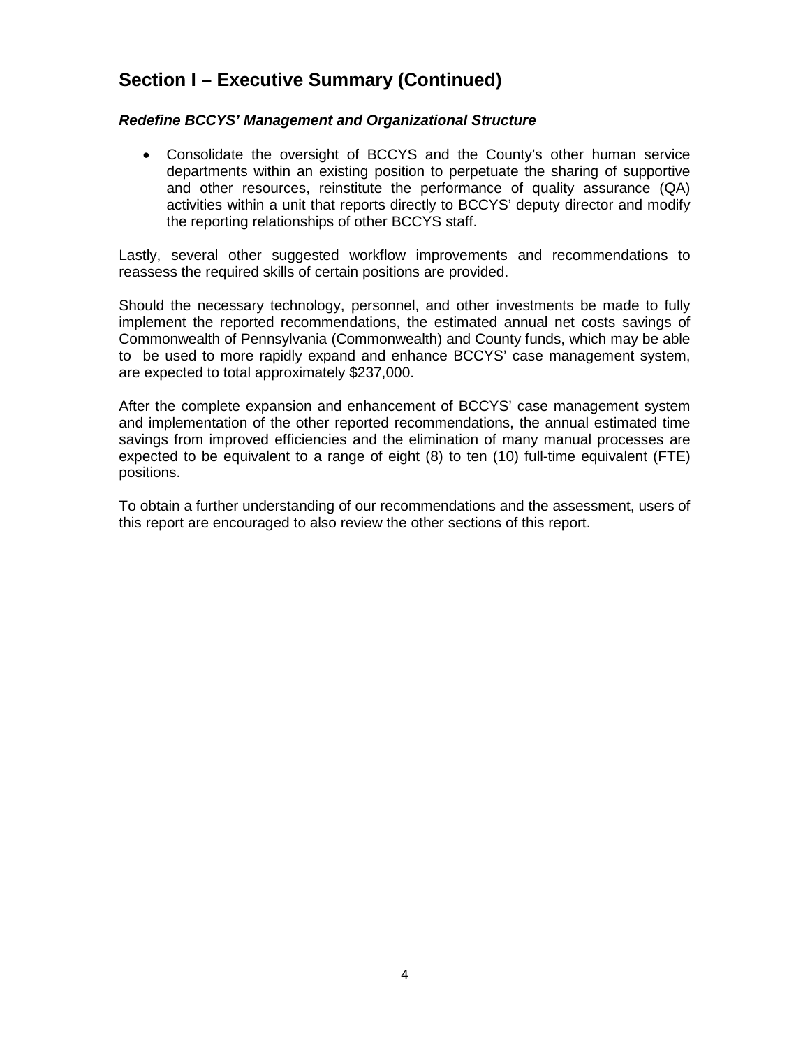## Section I – Executive Summary (Continued)

***Redefine BCCYS' Management and Organizational Structure***

- Consolidate the oversight of BCCYS and the County's other human service departments within an existing position to perpetuate the sharing of supportive and other resources, reinstitute the performance of quality assurance (QA) activities within a unit that reports directly to BCCYS' deputy director and modify the reporting relationships of other BCCYS staff.

Lastly, several other suggested workflow improvements and recommendations to reassess the required skills of certain positions are provided.

Should the necessary technology, personnel, and other investments be made to fully implement the reported recommendations, the estimated annual net costs savings of Commonwealth of Pennsylvania (Commonwealth) and County funds, which may be able to be used to more rapidly expand and enhance BCCYS' case management system, are expected to total approximately $237,000.

After the complete expansion and enhancement of BCCYS' case management system and implementation of the other reported recommendations, the annual estimated time savings from improved efficiencies and the elimination of many manual processes are expected to be equivalent to a range of eight (8) to ten (10) full-time equivalent (FTE) positions.

To obtain a further understanding of our recommendations and the assessment, users of this report are encouraged to also review the other sections of this report.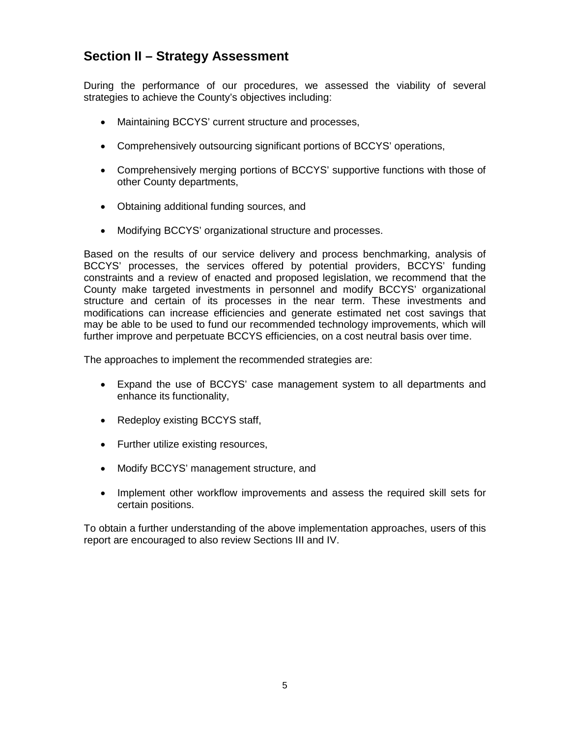## Section II – Strategy Assessment

During the performance of our procedures, we assessed the viability of several strategies to achieve the County's objectives including:

- Maintaining BCCYS' current structure and processes,
- Comprehensively outsourcing significant portions of BCCYS' operations,
- Comprehensively merging portions of BCCYS' supportive functions with those of other County departments,
- Obtaining additional funding sources, and
- Modifying BCCYS' organizational structure and processes.

Based on the results of our service delivery and process benchmarking, analysis of BCCYS' processes, the services offered by potential providers, BCCYS' funding constraints and a review of enacted and proposed legislation, we recommend that the County make targeted investments in personnel and modify BCCYS' organizational structure and certain of its processes in the near term. These investments and modifications can increase efficiencies and generate estimated net cost savings that may be able to be used to fund our recommended technology improvements, which will further improve and perpetuate BCCYS efficiencies, on a cost neutral basis over time.

The approaches to implement the recommended strategies are:

- Expand the use of BCCYS' case management system to all departments and enhance its functionality,
- Redeploy existing BCCYS staff,
- Further utilize existing resources,
- Modify BCCYS' management structure, and
- Implement other workflow improvements and assess the required skill sets for certain positions.

To obtain a further understanding of the above implementation approaches, users of this report are encouraged to also review Sections III and IV.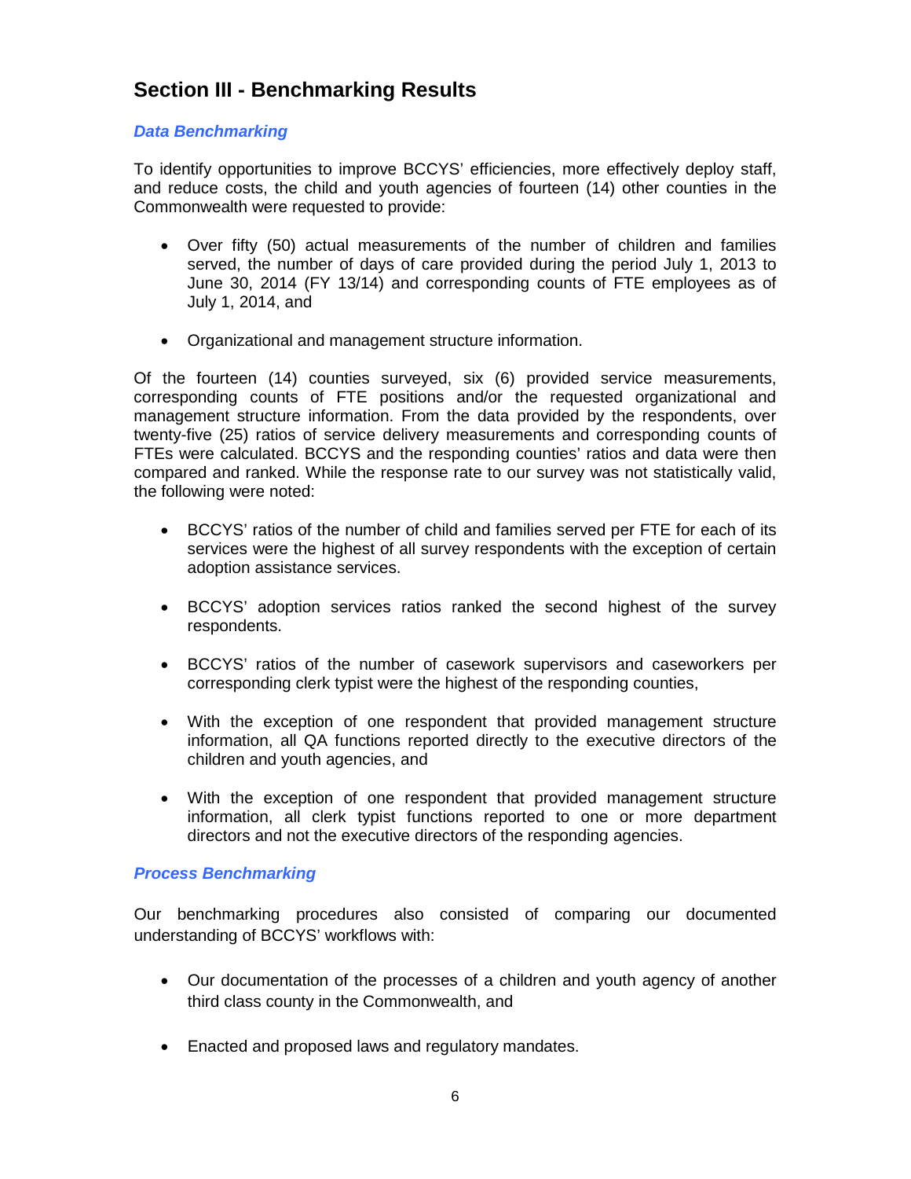## Section III - Benchmarking Results

### *Data Benchmarking*

To identify opportunities to improve BCCYS' efficiencies, more effectively deploy staff, and reduce costs, the child and youth agencies of fourteen (14) other counties in the Commonwealth were requested to provide:

- Over fifty (50) actual measurements of the number of children and families served, the number of days of care provided during the period July 1, 2013 to June 30, 2014 (FY 13/14) and corresponding counts of FTE employees as of July 1, 2014, and
- Organizational and management structure information.

Of the fourteen (14) counties surveyed, six (6) provided service measurements, corresponding counts of FTE positions and/or the requested organizational and management structure information. From the data provided by the respondents, over twenty-five (25) ratios of service delivery measurements and corresponding counts of FTEs were calculated. BCCYS and the responding counties' ratios and data were then compared and ranked. While the response rate to our survey was not statistically valid, the following were noted:

- BCCYS' ratios of the number of child and families served per FTE for each of its services were the highest of all survey respondents with the exception of certain adoption assistance services.
- BCCYS' adoption services ratios ranked the second highest of the survey respondents.
- BCCYS' ratios of the number of casework supervisors and caseworkers per corresponding clerk typist were the highest of the responding counties,
- With the exception of one respondent that provided management structure information, all QA functions reported directly to the executive directors of the children and youth agencies, and
- With the exception of one respondent that provided management structure information, all clerk typist functions reported to one or more department directors and not the executive directors of the responding agencies.

### *Process Benchmarking*

Our benchmarking procedures also consisted of comparing our documented understanding of BCCYS' workflows with:

- Our documentation of the processes of a children and youth agency of another third class county in the Commonwealth, and
- Enacted and proposed laws and regulatory mandates.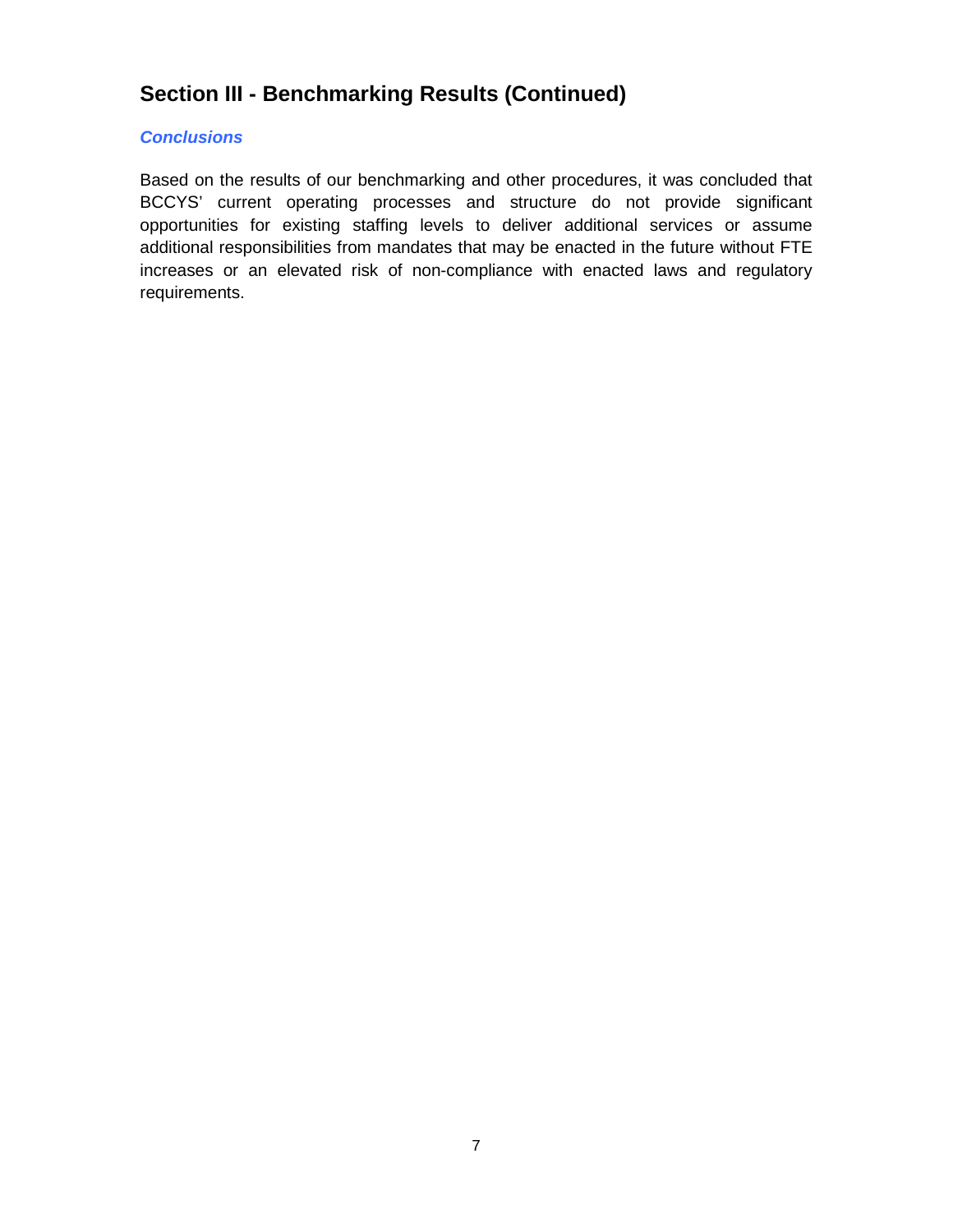## Section III - Benchmarking Results (Continued)

### *Conclusions*

Based on the results of our benchmarking and other procedures, it was concluded that BCCYS' current operating processes and structure do not provide significant opportunities for existing staffing levels to deliver additional services or assume additional responsibilities from mandates that may be enacted in the future without FTE increases or an elevated risk of non-compliance with enacted laws and regulatory requirements.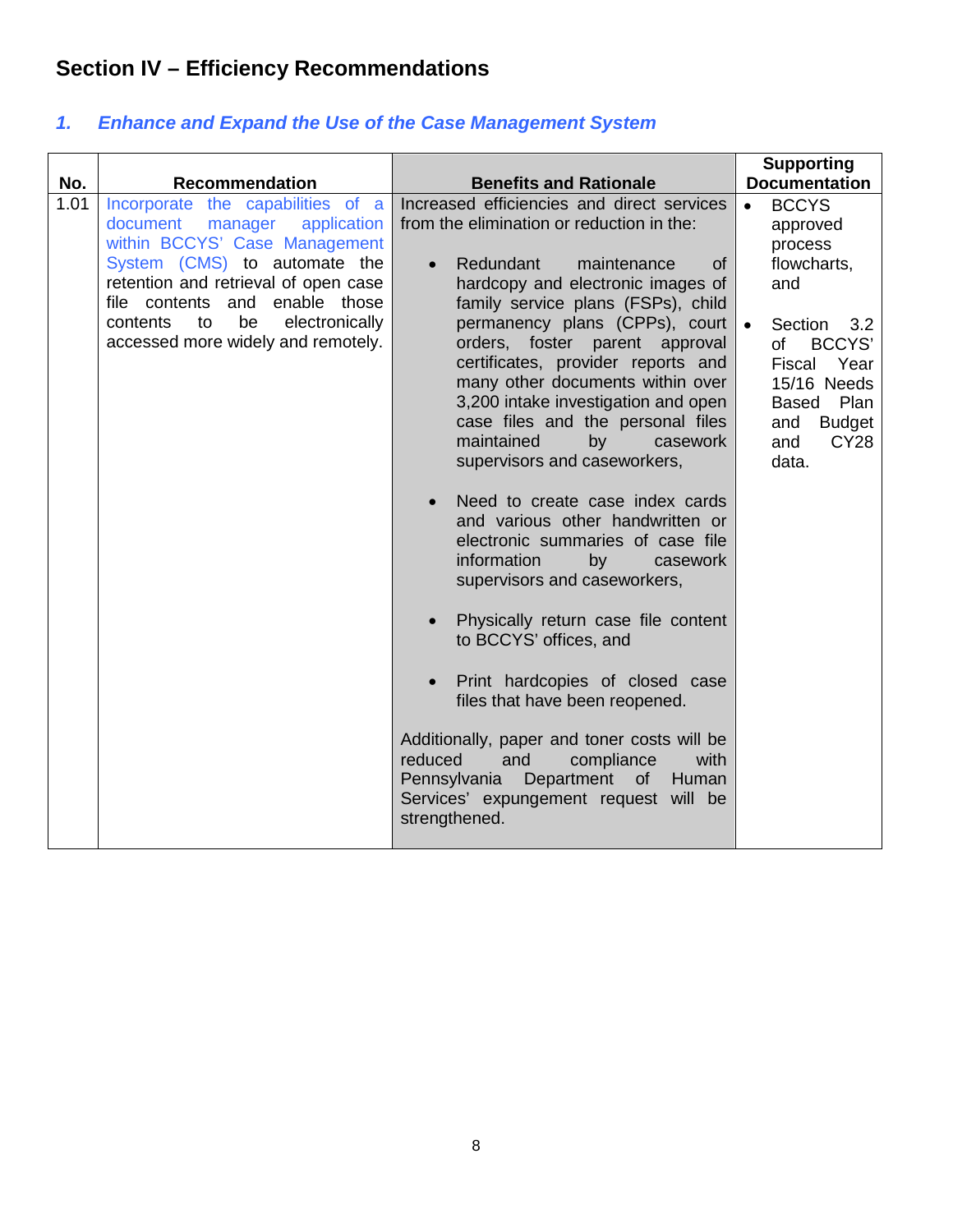## Section IV – Efficiency Recommendations

### *1. Enhance and Expand the Use of the Case Management System*

| No. | Recommendation | Benefits and Rationale | Supporting Documentation |
|---|---|---|---|
| 1.01 | Incorporate the capabilities of a document manager application within BCCYS' Case Management System (CMS) to automate the retention and retrieval of open case file contents and enable those contents to be electronically accessed more widely and remotely. | Increased efficiencies and direct services from the elimination or reduction in the:<br><br>• Redundant maintenance of hardcopy and electronic images of family service plans (FSPs), child permanency plans (CPPs), court orders, foster parent approval certificates, provider reports and many other documents within over 3,200 intake investigation and open case files and the personal files maintained by casework supervisors and caseworkers,<br><br>• Need to create case index cards and various other handwritten or electronic summaries of case file information by casework supervisors and caseworkers,<br><br>• Physically return case file content to BCCYS' offices, and<br><br>• Print hardcopies of closed case files that have been reopened.<br><br>Additionally, paper and toner costs will be reduced and compliance with Pennsylvania Department of Human Services' expungement request will be strengthened. | • BCCYS approved process flowcharts, and<br><br>• Section 3.2 of BCCYS' Fiscal Year 15/16 Needs Based Plan and Budget and CY28 data. |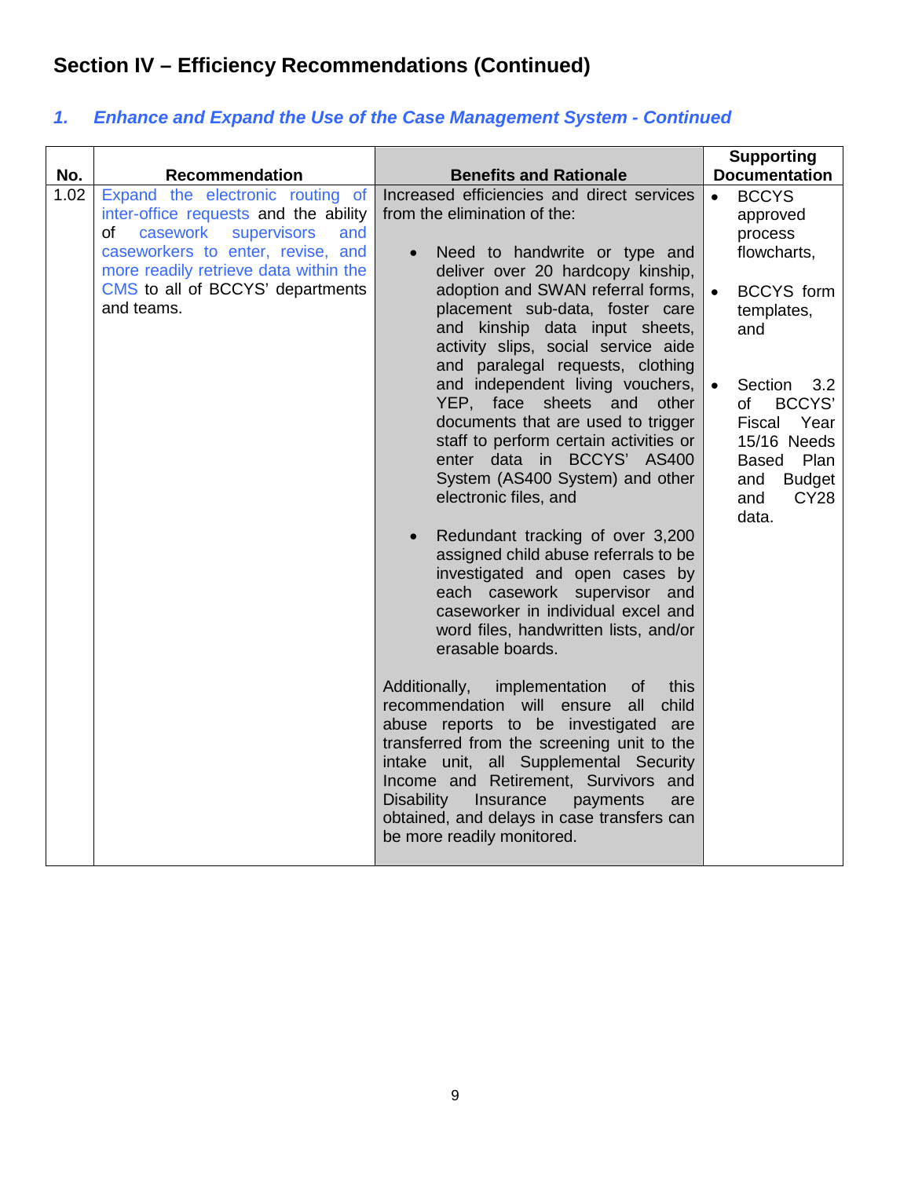## Section IV – Efficiency Recommendations (Continued)

### *1. Enhance and Expand the Use of the Case Management System - Continued*

| No. | Recommendation | Benefits and Rationale | Supporting Documentation |
|---|---|---|---|
| 1.02 | Expand the electronic routing of inter-office requests and the ability of casework supervisors and caseworkers to enter, revise, and more readily retrieve data within the CMS to all of BCCYS' departments and teams. | Increased efficiencies and direct services from the elimination of the:<br><br>• Need to handwrite or type and deliver over 20 hardcopy kinship, adoption and SWAN referral forms, placement sub-data, foster care and kinship data input sheets, activity slips, social service aide and paralegal requests, clothing and independent living vouchers, YEP, face sheets and other documents that are used to trigger staff to perform certain activities or enter data in BCCYS' AS400 System (AS400 System) and other electronic files, and<br><br>• Redundant tracking of over 3,200 assigned child abuse referrals to be investigated and open cases by each casework supervisor and caseworker in individual excel and word files, handwritten lists, and/or erasable boards.<br><br>Additionally, implementation of this recommendation will ensure all child abuse reports to be investigated are transferred from the screening unit to the intake unit, all Supplemental Security Income and Retirement, Survivors and Disability Insurance payments are obtained, and delays in case transfers can be more readily monitored. | • BCCYS approved process flowcharts,<br><br>• BCCYS form templates, and<br><br>• Section 3.2 of BCCYS' Fiscal Year 15/16 Needs Based Plan and Budget and CY28 data. |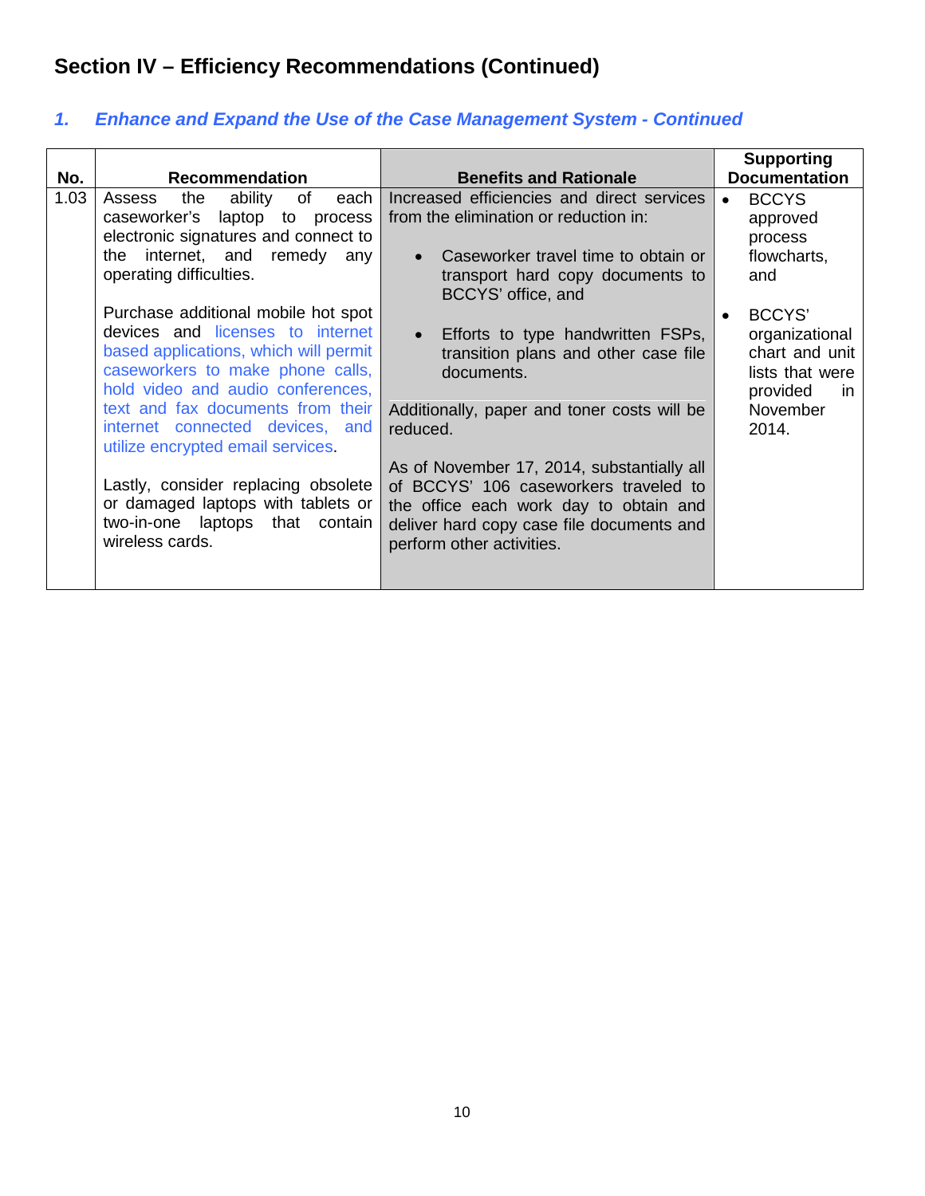## Section IV – Efficiency Recommendations (Continued)

### *1. Enhance and Expand the Use of the Case Management System - Continued*

| No. | Recommendation | Benefits and Rationale | Supporting Documentation |
|---|---|---|---|
| 1.03 | Assess the ability of each caseworker's laptop to process electronic signatures and connect to the internet, and remedy any operating difficulties.<br><br>Purchase additional mobile hot spot devices and licenses to internet based applications, which will permit caseworkers to make phone calls, hold video and audio conferences, text and fax documents from their internet connected devices, and utilize encrypted email services.<br><br>Lastly, consider replacing obsolete or damaged laptops with tablets or two-in-one laptops that contain wireless cards. | Increased efficiencies and direct services from the elimination or reduction in:<br><br>• Caseworker travel time to obtain or transport hard copy documents to BCCYS' office, and<br><br>• Efforts to type handwritten FSPs, transition plans and other case file documents.<br><br>Additionally, paper and toner costs will be reduced.<br><br>As of November 17, 2014, substantially all of BCCYS' 106 caseworkers traveled to the office each work day to obtain and deliver hard copy case file documents and perform other activities. | • BCCYS approved process flowcharts, and<br><br>• BCCYS' organizational chart and unit lists that were provided in November 2014. |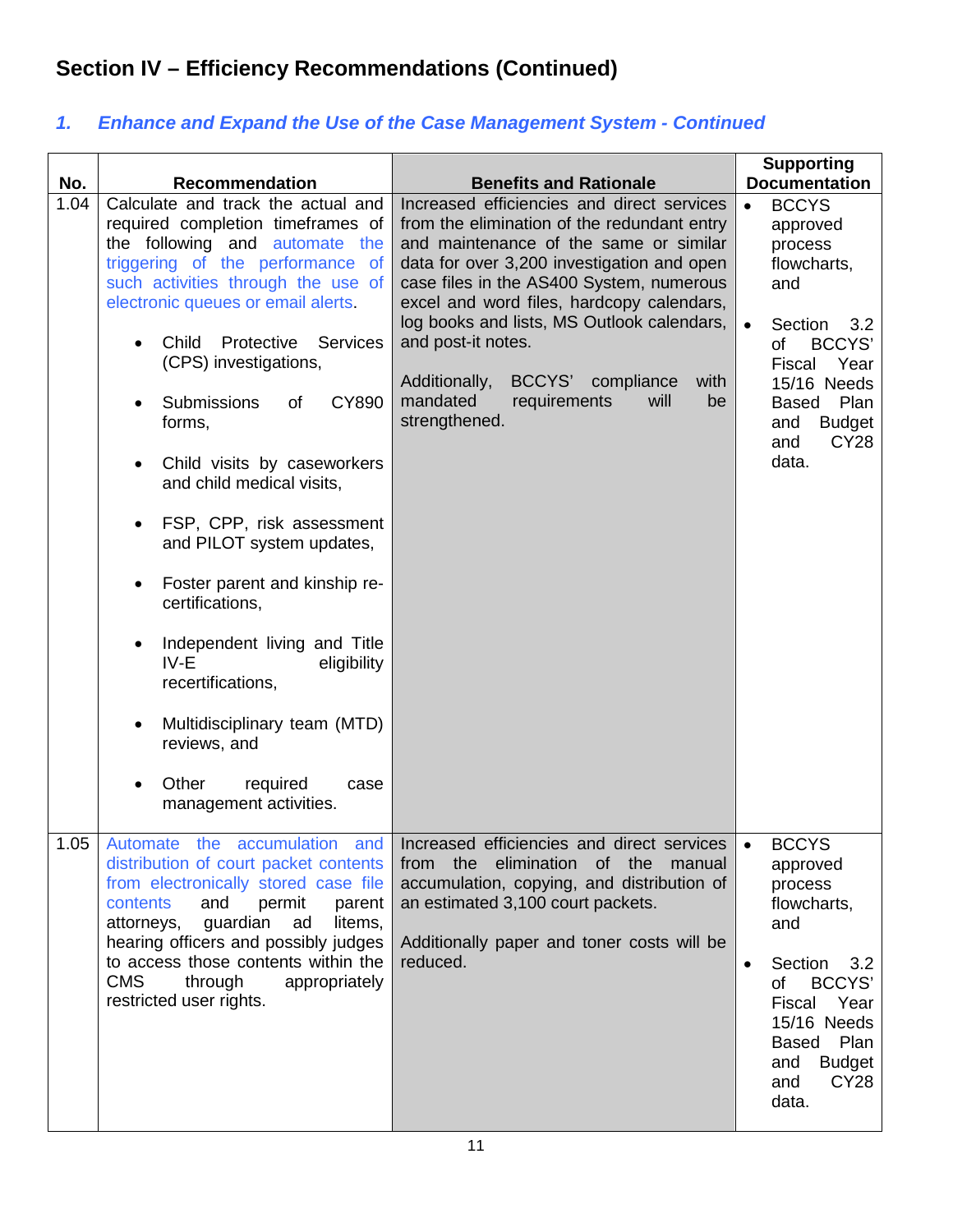## Section IV – Efficiency Recommendations (Continued)

### *1. Enhance and Expand the Use of the Case Management System - Continued*

| No. | Recommendation | Benefits and Rationale | Supporting Documentation |
|---|---|---|---|
| 1.04 | Calculate and track the actual and required completion timeframes of the following and automate the triggering of the performance of such activities through the use of electronic queues or email alerts.<br><br>• Child Protective Services (CPS) investigations,<br>• Submissions of CY890 forms,<br>• Child visits by caseworkers and child medical visits,<br>• FSP, CPP, risk assessment and PILOT system updates,<br>• Foster parent and kinship re-certifications,<br>• Independent living and Title IV-E eligibility recertifications,<br>• Multidisciplinary team (MTD) reviews, and<br>• Other required case management activities. | Increased efficiencies and direct services from the elimination of the redundant entry and maintenance of the same or similar data for over 3,200 investigation and open case files in the AS400 System, numerous excel and word files, hardcopy calendars, log books and lists, MS Outlook calendars, and post-it notes.<br><br>Additionally, BCCYS' compliance with mandated requirements will be strengthened. | • BCCYS approved process flowcharts, and<br>• Section 3.2 of BCCYS' Fiscal Year 15/16 Needs Based Plan and Budget and CY28 data. |
| 1.05 | Automate the accumulation and distribution of court packet contents from electronically stored case file contents and permit parent attorneys, guardian ad litems, hearing officers and possibly judges to access those contents within the CMS through appropriately restricted user rights. | Increased efficiencies and direct services from the elimination of the manual accumulation, copying, and distribution of an estimated 3,100 court packets.<br><br>Additionally paper and toner costs will be reduced. | • BCCYS approved process flowcharts, and<br>• Section 3.2 of BCCYS' Fiscal Year 15/16 Needs Based Plan and Budget and CY28 data. |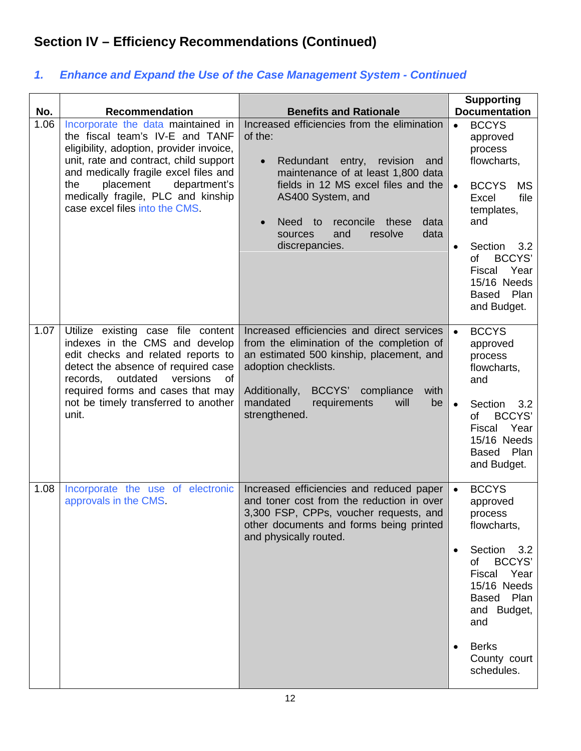## Section IV – Efficiency Recommendations (Continued)

### *1. Enhance and Expand the Use of the Case Management System - Continued*

| No. | Recommendation | Benefits and Rationale | Supporting Documentation |
|---|---|---|---|
| 1.06 | Incorporate the data maintained in the fiscal team's IV-E and TANF eligibility, adoption, provider invoice, unit, rate and contract, child support and medically fragile excel files and the placement department's medically fragile, PLC and kinship case excel files into the CMS. | Increased efficiencies from the elimination of the:<br>• Redundant entry, revision and maintenance of at least 1,800 data fields in 12 MS excel files and the AS400 System, and<br>• Need to reconcile these data sources and resolve data discrepancies. | • BCCYS approved process flowcharts,<br>• BCCYS MS Excel file templates, and<br>• Section 3.2 of BCCYS' Fiscal Year 15/16 Needs Based Plan and Budget. |
| 1.07 | Utilize existing case file content indexes in the CMS and develop edit checks and related reports to detect the absence of required case records, outdated versions of required forms and cases that may not be timely transferred to another unit. | Increased efficiencies and direct services from the elimination of the completion of an estimated 500 kinship, placement, and adoption checklists.<br><br>Additionally, BCCYS' compliance with mandated requirements will be strengthened. | • BCCYS approved process flowcharts, and<br>• Section 3.2 of BCCYS' Fiscal Year 15/16 Needs Based Plan and Budget. |
| 1.08 | Incorporate the use of electronic approvals in the CMS. | Increased efficiencies and reduced paper and toner cost from the reduction in over 3,300 FSP, CPPs, voucher requests, and other documents and forms being printed and physically routed. | • BCCYS approved process flowcharts,<br>• Section 3.2 of BCCYS' Fiscal Year 15/16 Needs Based Plan and Budget, and<br>• Berks County court schedules. |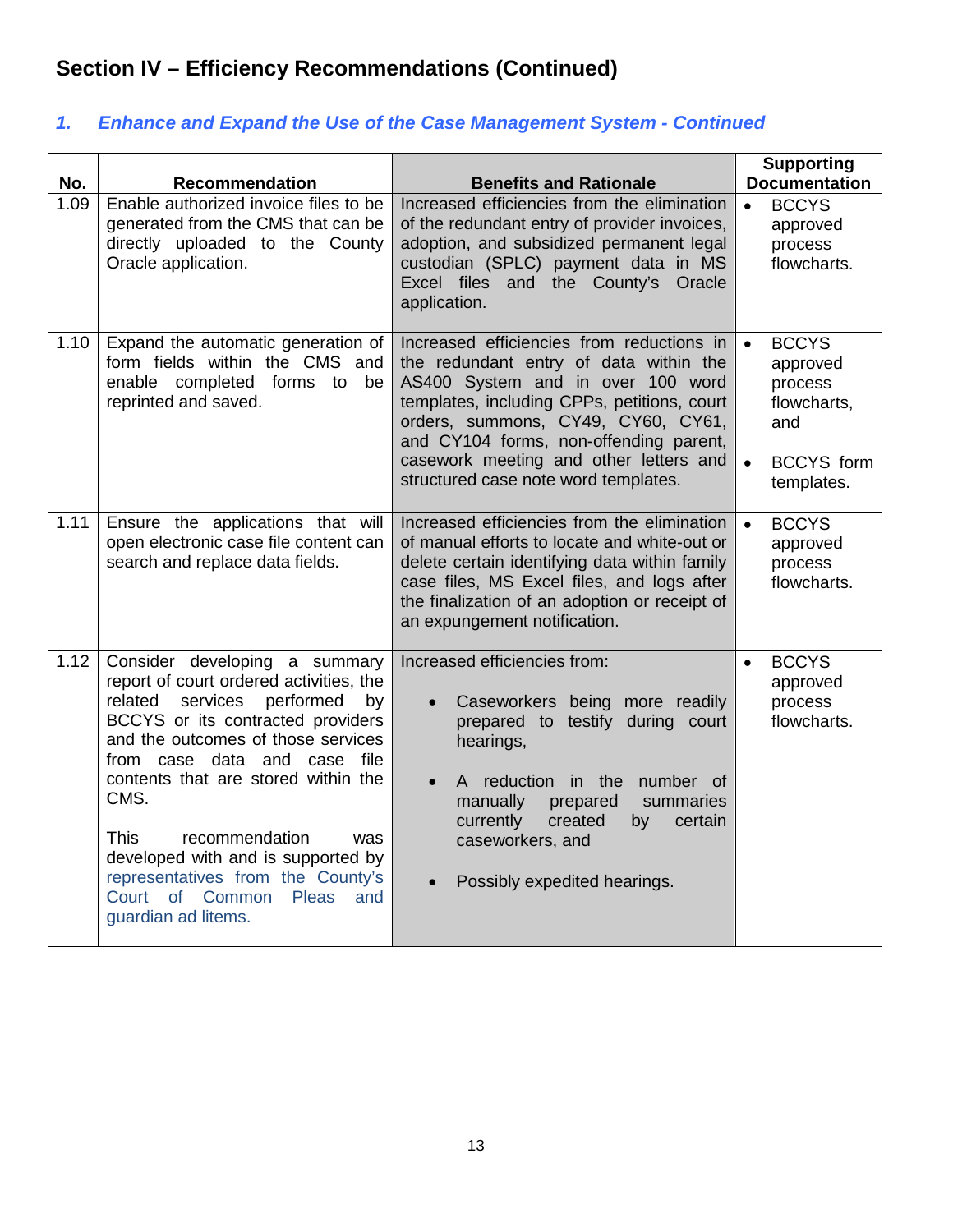# Section IV – Efficiency Recommendations (Continued)

## *1. Enhance and Expand the Use of the Case Management System - Continued*

| No. | Recommendation | Benefits and Rationale | Supporting Documentation |
|---|---|---|---|
| 1.09 | Enable authorized invoice files to be generated from the CMS that can be directly uploaded to the County Oracle application. | Increased efficiencies from the elimination of the redundant entry of provider invoices, adoption, and subsidized permanent legal custodian (SPLC) payment data in MS Excel files and the County's Oracle application. | • BCCYS approved process flowcharts. |
| 1.10 | Expand the automatic generation of form fields within the CMS and enable completed forms to be reprinted and saved. | Increased efficiencies from reductions in the redundant entry of data within the AS400 System and in over 100 word templates, including CPPs, petitions, court orders, summons, CY49, CY60, CY61, and CY104 forms, non-offending parent, casework meeting and other letters and structured case note word templates. | • BCCYS approved process flowcharts, and<br>• BCCYS form templates. |
| 1.11 | Ensure the applications that will open electronic case file content can search and replace data fields. | Increased efficiencies from the elimination of manual efforts to locate and white-out or delete certain identifying data within family case files, MS Excel files, and logs after the finalization of an adoption or receipt of an expungement notification. | • BCCYS approved process flowcharts. |
| 1.12 | Consider developing a summary report of court ordered activities, the related services performed by BCCYS or its contracted providers and the outcomes of those services from case data and case file contents that are stored within the CMS.<br><br>This recommendation was developed with and is supported by representatives from the County's Court of Common Pleas and guardian ad litems. | Increased efficiencies from:<br>• Caseworkers being more readily prepared to testify during court hearings,<br>• A reduction in the number of manually prepared summaries currently created by certain caseworkers, and<br>• Possibly expedited hearings. | • BCCYS approved process flowcharts. |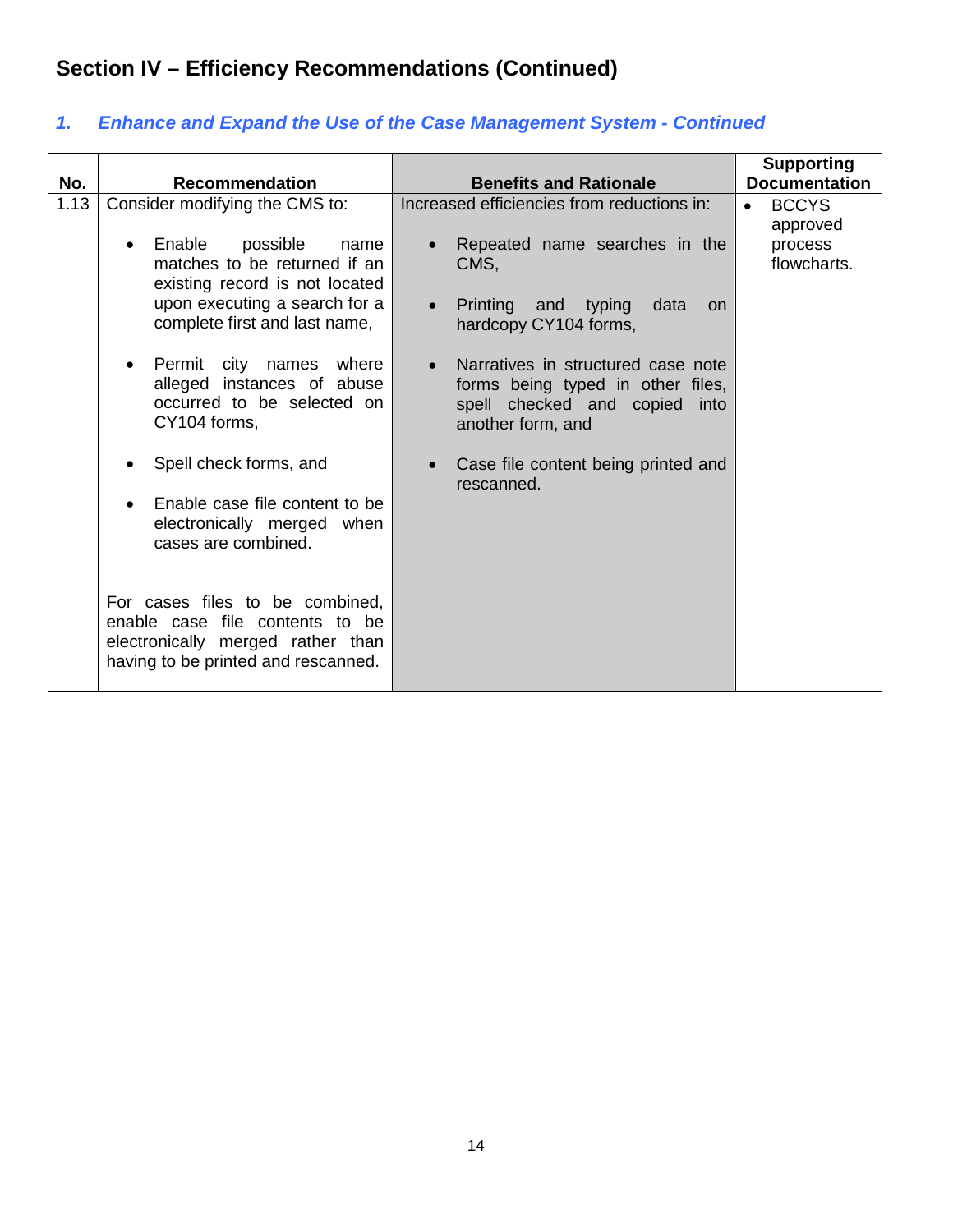## Section IV – Efficiency Recommendations (Continued)

### *1. Enhance and Expand the Use of the Case Management System - Continued*

| No. | Recommendation | Benefits and Rationale | Supporting Documentation |
|---|---|---|---|
| 1.13 | Consider modifying the CMS to:<br><br>• Enable possible name matches to be returned if an existing record is not located upon executing a search for a complete first and last name,<br><br>• Permit city names where alleged instances of abuse occurred to be selected on CY104 forms,<br><br>• Spell check forms, and<br><br>• Enable case file content to be electronically merged when cases are combined.<br><br>For cases files to be combined, enable case file contents to be electronically merged rather than having to be printed and rescanned. | Increased efficiencies from reductions in:<br><br>• Repeated name searches in the CMS,<br><br>• Printing and typing data on hardcopy CY104 forms,<br><br>• Narratives in structured case note forms being typed in other files, spell checked and copied into another form, and<br><br>• Case file content being printed and rescanned. | • BCCYS approved process flowcharts. |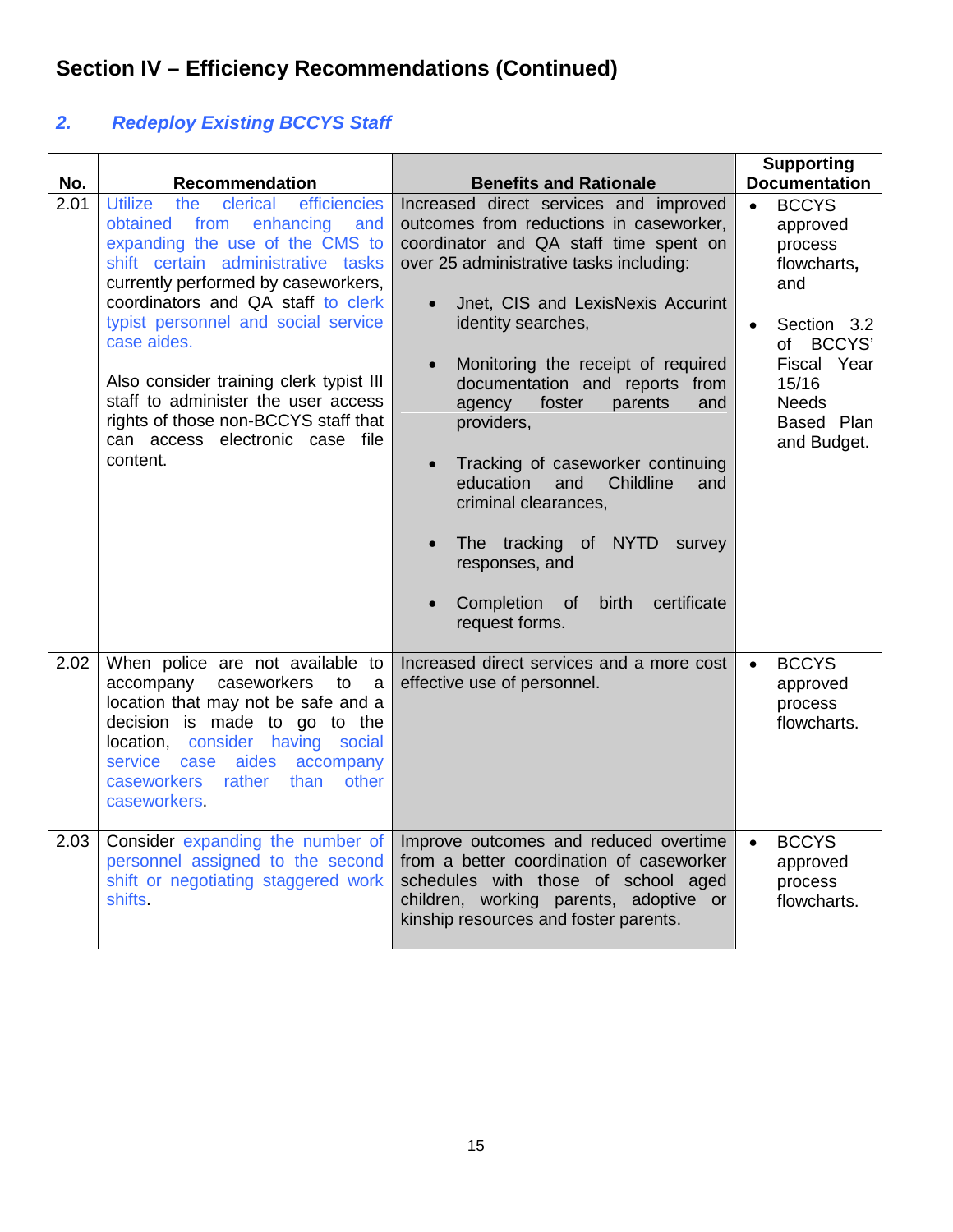## Section IV – Efficiency Recommendations (Continued)

### *2. Redeploy Existing BCCYS Staff*

| No. | Recommendation | Benefits and Rationale | Supporting Documentation |
|---|---|---|---|
| 2.01 | Utilize the clerical efficiencies obtained from enhancing and expanding the use of the CMS to shift certain administrative tasks currently performed by caseworkers, coordinators and QA staff to clerk typist personnel and social service case aides.<br><br>Also consider training clerk typist III staff to administer the user access rights of those non-BCCYS staff that can access electronic case file content. | Increased direct services and improved outcomes from reductions in caseworker, coordinator and QA staff time spent on over 25 administrative tasks including:<br><br>• Jnet, CIS and LexisNexis Accurint identity searches,<br><br>• Monitoring the receipt of required documentation and reports from agency foster parents and providers,<br><br>• Tracking of caseworker continuing education and Childline and criminal clearances,<br><br>• The tracking of NYTD survey responses, and<br><br>• Completion of birth certificate request forms. | • BCCYS approved process flowcharts, and<br><br>• Section 3.2 of BCCYS' Fiscal Year 15/16 Needs Based Plan and Budget. |
| 2.02 | When police are not available to accompany caseworkers to a location that may not be safe and a decision is made to go to the location, consider having social service case aides accompany caseworkers rather than other caseworkers. | Increased direct services and a more cost effective use of personnel. | • BCCYS approved process flowcharts. |
| 2.03 | Consider expanding the number of personnel assigned to the second shift or negotiating staggered work shifts. | Improve outcomes and reduced overtime from a better coordination of caseworker schedules with those of school aged children, working parents, adoptive or kinship resources and foster parents. | • BCCYS approved process flowcharts. |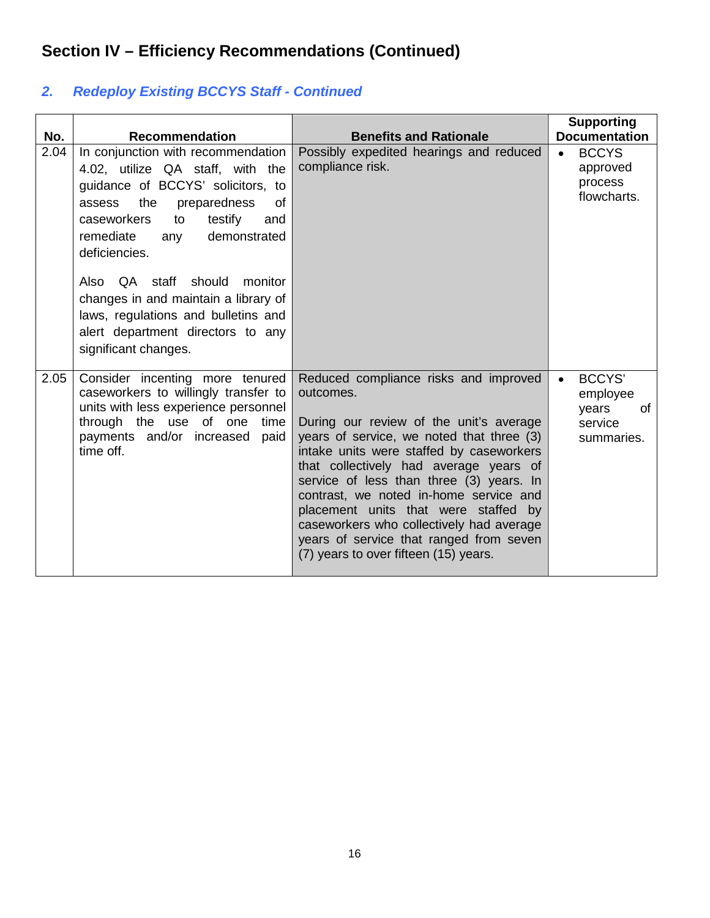## Section IV – Efficiency Recommendations (Continued)

### *2. Redeploy Existing BCCYS Staff - Continued*

| No. | Recommendation | Benefits and Rationale | Supporting Documentation |
|---|---|---|---|
| 2.04 | In conjunction with recommendation 4.02, utilize QA staff, with the guidance of BCCYS' solicitors, to assess the preparedness of caseworkers to testify and remediate any demonstrated deficiencies.<br><br>Also QA staff should monitor changes in and maintain a library of laws, regulations and bulletins and alert department directors to any significant changes. | Possibly expedited hearings and reduced compliance risk. | • BCCYS approved process flowcharts. |
| 2.05 | Consider incenting more tenured caseworkers to willingly transfer to units with less experience personnel through the use of one time payments and/or increased paid time off. | Reduced compliance risks and improved outcomes.<br><br>During our review of the unit's average years of service, we noted that three (3) intake units were staffed by caseworkers that collectively had average years of service of less than three (3) years. In contrast, we noted in-home service and placement units that were staffed by caseworkers who collectively had average years of service that ranged from seven (7) years to over fifteen (15) years. | • BCCYS' employee years of service summaries. |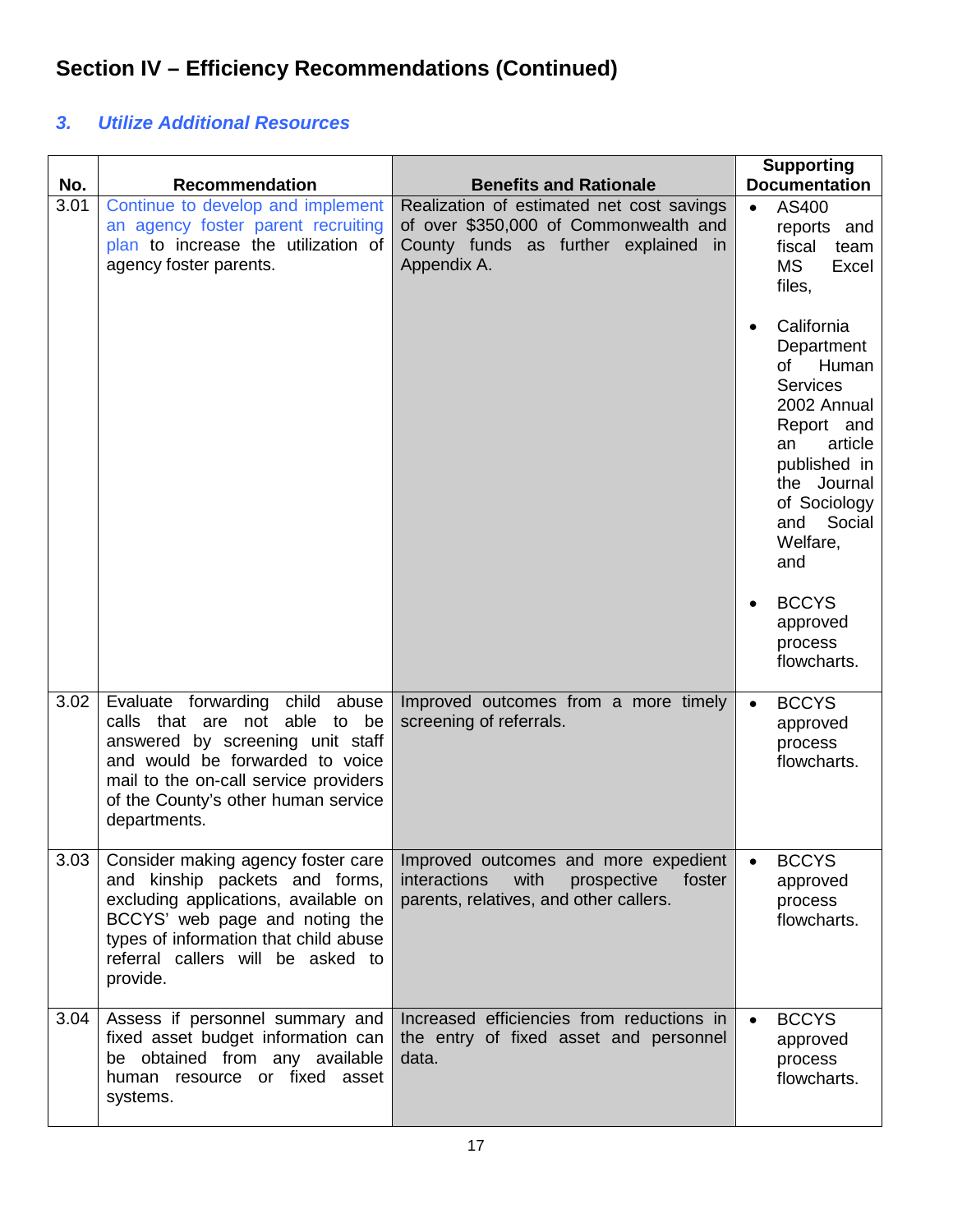# Section IV – Efficiency Recommendations (Continued)

### *3. Utilize Additional Resources*

| No. | Recommendation | Benefits and Rationale | Supporting Documentation |
|---|---|---|---|
| 3.01 | Continue to develop and implement an agency foster parent recruiting plan to increase the utilization of agency foster parents. | Realization of estimated net cost savings of over $350,000 of Commonwealth and County funds as further explained in Appendix A. | • AS400 reports and fiscal team MS Excel files,<br>• California Department of Human Services 2002 Annual Report and an article published in the Journal of Sociology and Social Welfare, and<br>• BCCYS approved process flowcharts. |
| 3.02 | Evaluate forwarding child abuse calls that are not able to be answered by screening unit staff and would be forwarded to voice mail to the on-call service providers of the County's other human service departments. | Improved outcomes from a more timely screening of referrals. | • BCCYS approved process flowcharts. |
| 3.03 | Consider making agency foster care and kinship packets and forms, excluding applications, available on BCCYS' web page and noting the types of information that child abuse referral callers will be asked to provide. | Improved outcomes and more expedient interactions with prospective foster parents, relatives, and other callers. | • BCCYS approved process flowcharts. |
| 3.04 | Assess if personnel summary and fixed asset budget information can be obtained from any available human resource or fixed asset systems. | Increased efficiencies from reductions in the entry of fixed asset and personnel data. | • BCCYS approved process flowcharts. |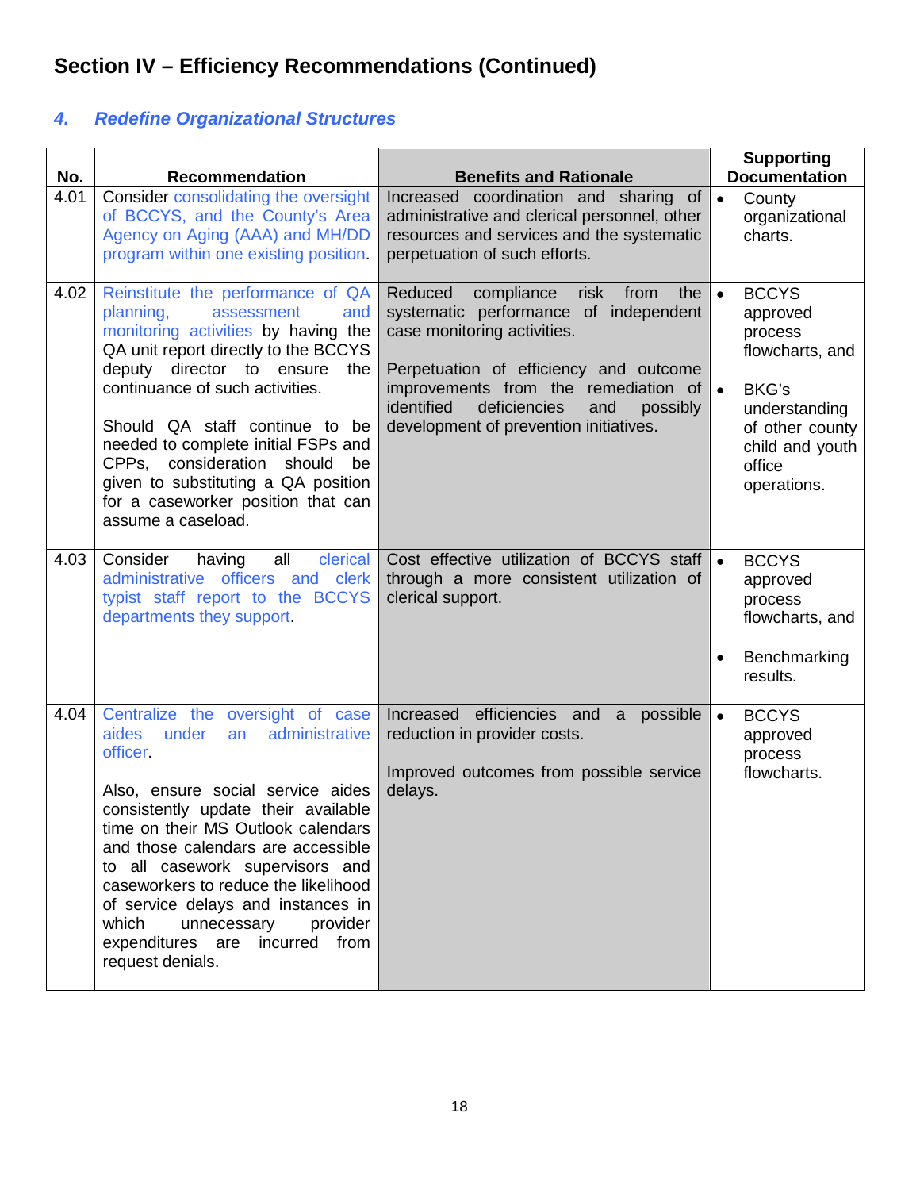## Section IV – Efficiency Recommendations (Continued)

### *4. Redefine Organizational Structures*

| No. | Recommendation | Benefits and Rationale | Supporting Documentation |
|---|---|---|---|
| 4.01 | Consider consolidating the oversight of BCCYS, and the County's Area Agency on Aging (AAA) and MH/DD program within one existing position. | Increased coordination and sharing of administrative and clerical personnel, other resources and services and the systematic perpetuation of such efforts. | • County organizational charts. |
| 4.02 | Reinstitute the performance of QA planning, assessment and monitoring activities by having the QA unit report directly to the BCCYS deputy director to ensure the continuance of such activities.<br><br>Should QA staff continue to be needed to complete initial FSPs and CPPs, consideration should be given to substituting a QA position for a caseworker position that can assume a caseload. | Reduced compliance risk from the systematic performance of independent case monitoring activities.<br><br>Perpetuation of efficiency and outcome improvements from the remediation of identified deficiencies and possibly development of prevention initiatives. | • BCCYS approved process flowcharts, and<br>• BKG's understanding of other county child and youth office operations. |
| 4.03 | Consider having all clerical administrative officers and clerk typist staff report to the BCCYS departments they support. | Cost effective utilization of BCCYS staff through a more consistent utilization of clerical support. | • BCCYS approved process flowcharts, and<br>• Benchmarking results. |
| 4.04 | Centralize the oversight of case aides under an administrative officer.<br><br>Also, ensure social service aides consistently update their available time on their MS Outlook calendars and those calendars are accessible to all casework supervisors and caseworkers to reduce the likelihood of service delays and instances in which unnecessary provider expenditures are incurred from request denials. | Increased efficiencies and a possible reduction in provider costs.<br><br>Improved outcomes from possible service delays. | • BCCYS approved process flowcharts. |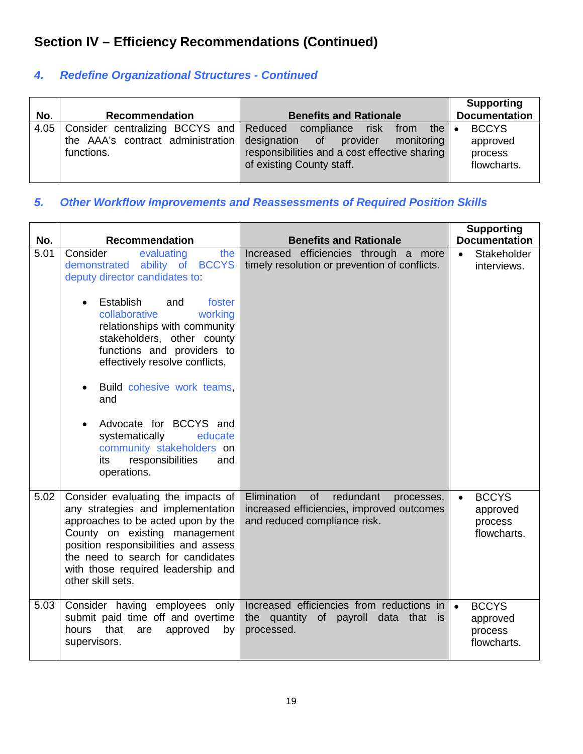## Section IV – Efficiency Recommendations (Continued)

### *4. Redefine Organizational Structures - Continued*

| No. | Recommendation | Benefits and Rationale | Supporting Documentation |
|---|---|---|---|
| 4.05 | Consider centralizing BCCYS and the AAA's contract administration functions. | Reduced compliance risk from the designation of provider monitoring responsibilities and a cost effective sharing of existing County staff. | • BCCYS approved process flowcharts. |

### *5. Other Workflow Improvements and Reassessments of Required Position Skills*

| No. | Recommendation | Benefits and Rationale | Supporting Documentation |
|---|---|---|---|
| 5.01 | Consider evaluating the demonstrated ability of BCCYS deputy director candidates to: <br>• Establish and foster collaborative working relationships with community stakeholders, other county functions and providers to effectively resolve conflicts, <br>• Build cohesive work teams, and <br>• Advocate for BCCYS and systematically educate community stakeholders on its responsibilities and operations. | Increased efficiencies through a more timely resolution or prevention of conflicts. | • Stakeholder interviews. |
| 5.02 | Consider evaluating the impacts of any strategies and implementation approaches to be acted upon by the County on existing management position responsibilities and assess the need to search for candidates with those required leadership and other skill sets. | Elimination of redundant processes, increased efficiencies, improved outcomes and reduced compliance risk. | • BCCYS approved process flowcharts. |
| 5.03 | Consider having employees only submit paid time off and overtime hours that are approved by supervisors. | Increased efficiencies from reductions in the quantity of payroll data that is processed. | • BCCYS approved process flowcharts. |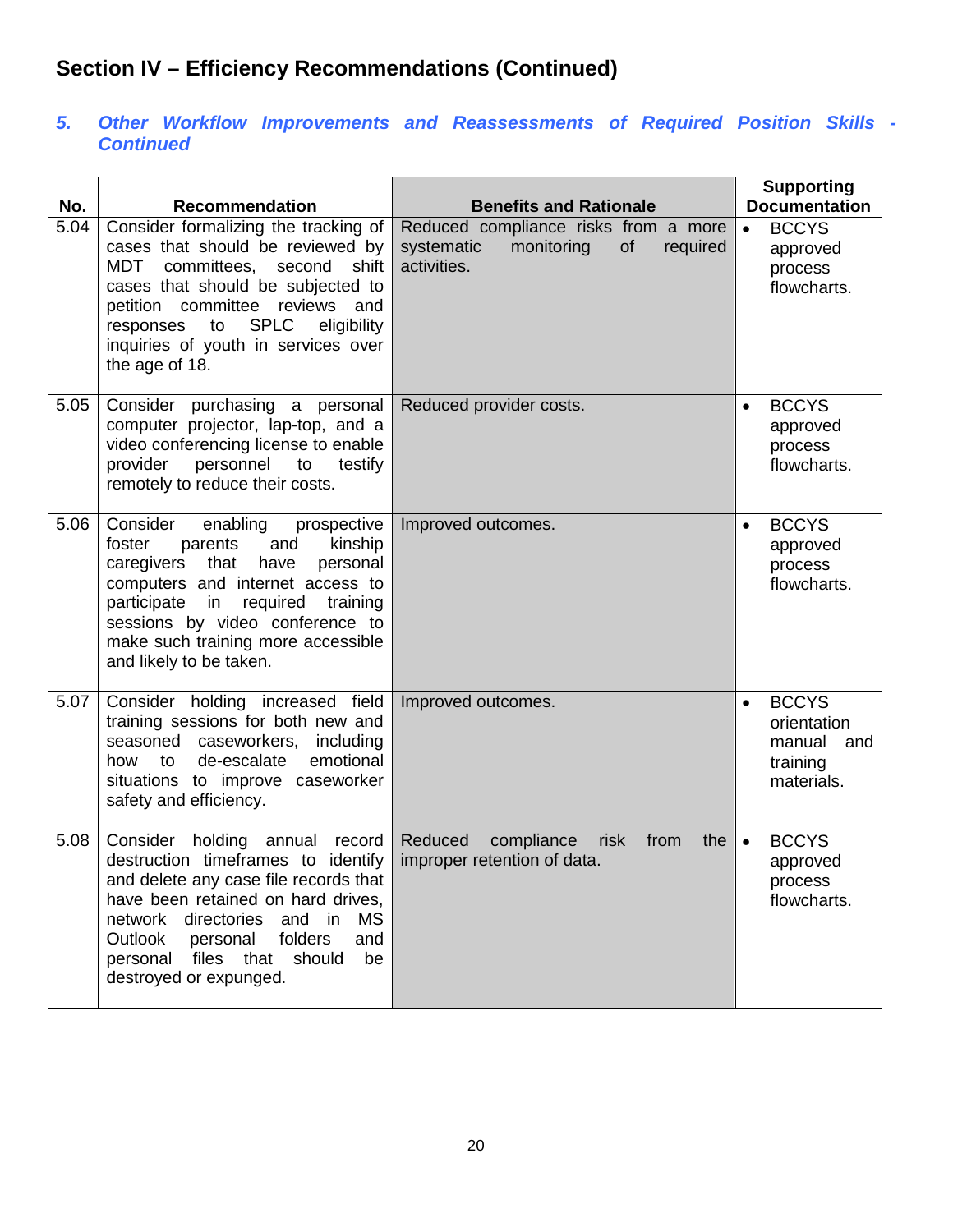## Section IV – Efficiency Recommendations (Continued)

### *5. Other Workflow Improvements and Reassessments of Required Position Skills - Continued*

| No. | Recommendation | Benefits and Rationale | Supporting Documentation |
|---|---|---|---|
| 5.04 | Consider formalizing the tracking of cases that should be reviewed by MDT committees, second shift cases that should be subjected to petition committee reviews and responses to SPLC eligibility inquiries of youth in services over the age of 18. | Reduced compliance risks from a more systematic monitoring of required activities. | • BCCYS approved process flowcharts. |
| 5.05 | Consider purchasing a personal computer projector, lap-top, and a video conferencing license to enable provider personnel to testify remotely to reduce their costs. | Reduced provider costs. | • BCCYS approved process flowcharts. |
| 5.06 | Consider enabling prospective foster parents and kinship caregivers that have personal computers and internet access to participate in required training sessions by video conference to make such training more accessible and likely to be taken. | Improved outcomes. | • BCCYS approved process flowcharts. |
| 5.07 | Consider holding increased field training sessions for both new and seasoned caseworkers, including how to de-escalate emotional situations to improve caseworker safety and efficiency. | Improved outcomes. | • BCCYS orientation manual and training materials. |
| 5.08 | Consider holding annual record destruction timeframes to identify and delete any case file records that have been retained on hard drives, network directories and in MS Outlook personal folders and personal files that should be destroyed or expunged. | Reduced compliance risk from the improper retention of data. | • BCCYS approved process flowcharts. |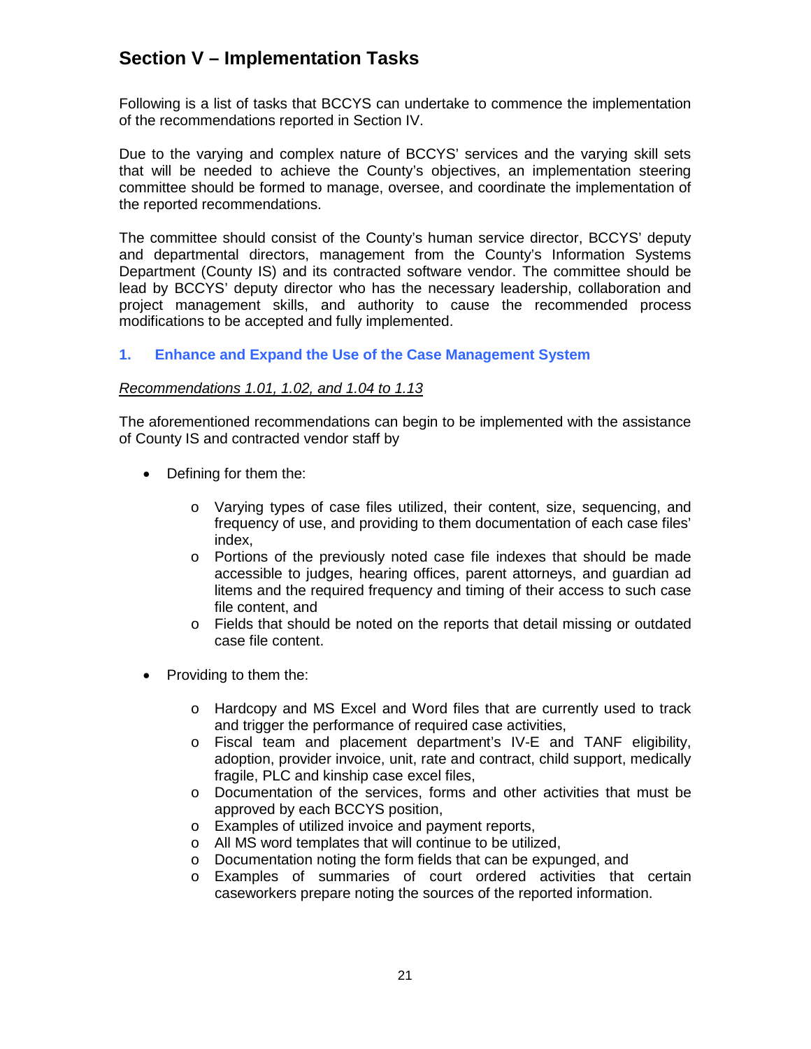## Section V – Implementation Tasks

Following is a list of tasks that BCCYS can undertake to commence the implementation of the recommendations reported in Section IV.

Due to the varying and complex nature of BCCYS' services and the varying skill sets that will be needed to achieve the County's objectives, an implementation steering committee should be formed to manage, oversee, and coordinate the implementation of the reported recommendations.

The committee should consist of the County's human service director, BCCYS' deputy and departmental directors, management from the County's Information Systems Department (County IS) and its contracted software vendor. The committee should be lead by BCCYS' deputy director who has the necessary leadership, collaboration and project management skills, and authority to cause the recommended process modifications to be accepted and fully implemented.

### 1. Enhance and Expand the Use of the Case Management System

<u>*Recommendations 1.01, 1.02, and 1.04 to 1.13*</u>

The aforementioned recommendations can begin to be implemented with the assistance of County IS and contracted vendor staff by

- Defining for them the:
  - Varying types of case files utilized, their content, size, sequencing, and frequency of use, and providing to them documentation of each case files' index,
  - Portions of the previously noted case file indexes that should be made accessible to judges, hearing offices, parent attorneys, and guardian ad litems and the required frequency and timing of their access to such case file content, and
  - Fields that should be noted on the reports that detail missing or outdated case file content.

- Providing to them the:
  - Hardcopy and MS Excel and Word files that are currently used to track and trigger the performance of required case activities,
  - Fiscal team and placement department's IV-E and TANF eligibility, adoption, provider invoice, unit, rate and contract, child support, medically fragile, PLC and kinship case excel files,
  - Documentation of the services, forms and other activities that must be approved by each BCCYS position,
  - Examples of utilized invoice and payment reports,
  - All MS word templates that will continue to be utilized,
  - Documentation noting the form fields that can be expunged, and
  - Examples of summaries of court ordered activities that certain caseworkers prepare noting the sources of the reported information.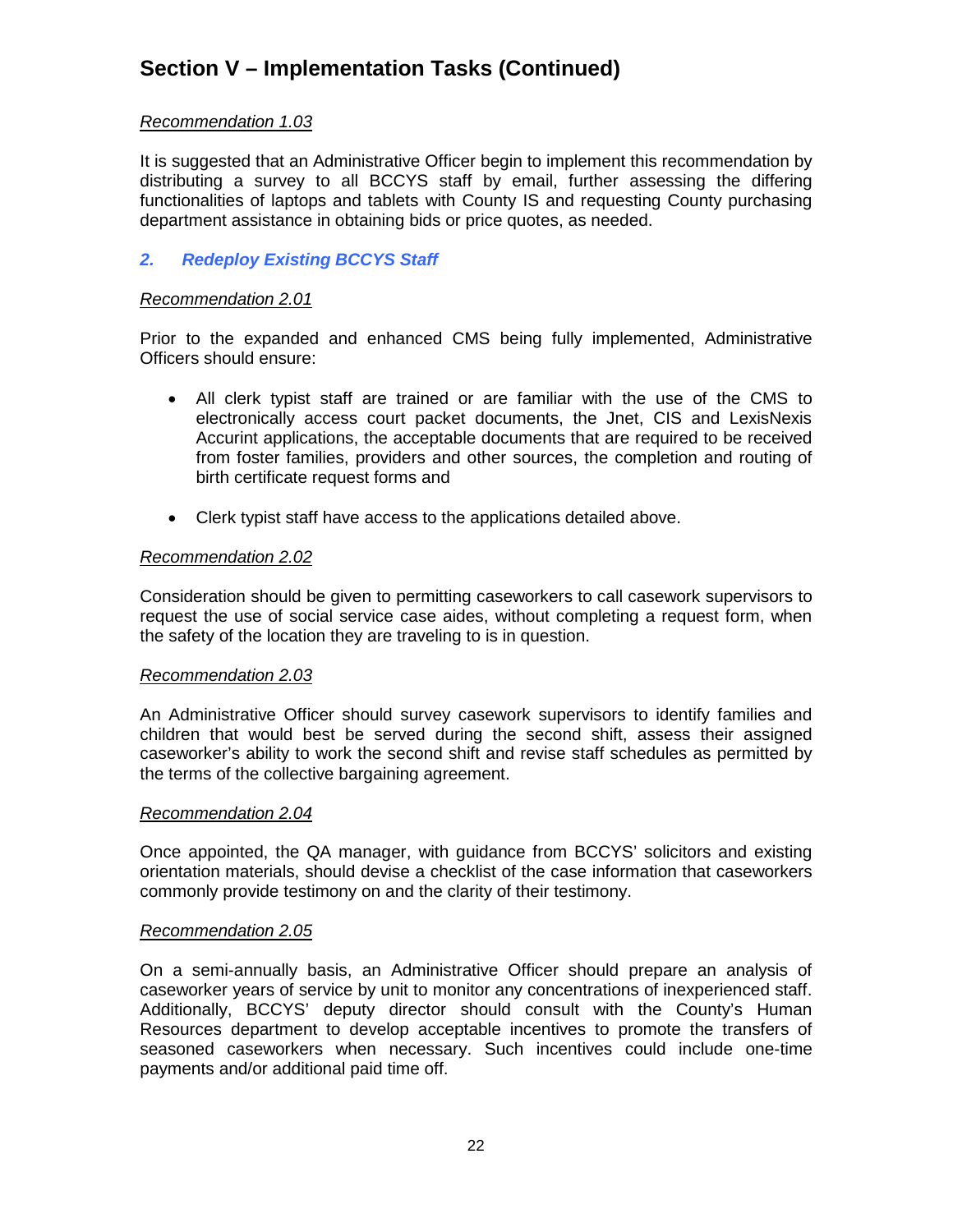## Section V – Implementation Tasks (Continued)

*Recommendation 1.03*

It is suggested that an Administrative Officer begin to implement this recommendation by distributing a survey to all BCCYS staff by email, further assessing the differing functionalities of laptops and tablets with County IS and requesting County purchasing department assistance in obtaining bids or price quotes, as needed.

### *2. Redeploy Existing BCCYS Staff*

*Recommendation 2.01*

Prior to the expanded and enhanced CMS being fully implemented, Administrative Officers should ensure:

- All clerk typist staff are trained or are familiar with the use of the CMS to electronically access court packet documents, the Jnet, CIS and LexisNexis Accurint applications, the acceptable documents that are required to be received from foster families, providers and other sources, the completion and routing of birth certificate request forms and
- Clerk typist staff have access to the applications detailed above.

*Recommendation 2.02*

Consideration should be given to permitting caseworkers to call casework supervisors to request the use of social service case aides, without completing a request form, when the safety of the location they are traveling to is in question.

*Recommendation 2.03*

An Administrative Officer should survey casework supervisors to identify families and children that would best be served during the second shift, assess their assigned caseworker's ability to work the second shift and revise staff schedules as permitted by the terms of the collective bargaining agreement.

*Recommendation 2.04*

Once appointed, the QA manager, with guidance from BCCYS' solicitors and existing orientation materials, should devise a checklist of the case information that caseworkers commonly provide testimony on and the clarity of their testimony.

*Recommendation 2.05*

On a semi-annually basis, an Administrative Officer should prepare an analysis of caseworker years of service by unit to monitor any concentrations of inexperienced staff. Additionally, BCCYS' deputy director should consult with the County's Human Resources department to develop acceptable incentives to promote the transfers of seasoned caseworkers when necessary. Such incentives could include one-time payments and/or additional paid time off.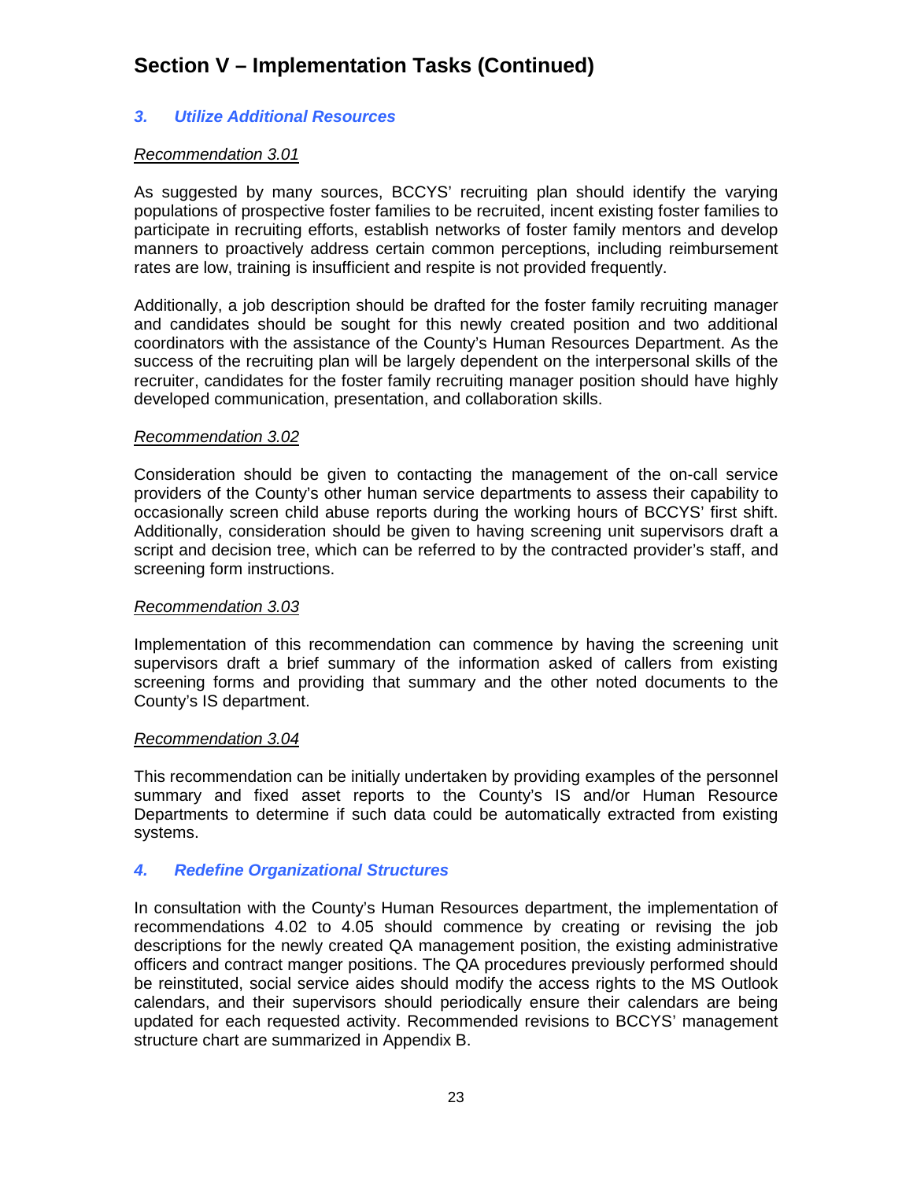## Section V – Implementation Tasks (Continued)

### *3. Utilize Additional Resources*

*Recommendation 3.01*

As suggested by many sources, BCCYS' recruiting plan should identify the varying populations of prospective foster families to be recruited, incent existing foster families to participate in recruiting efforts, establish networks of foster family mentors and develop manners to proactively address certain common perceptions, including reimbursement rates are low, training is insufficient and respite is not provided frequently.

Additionally, a job description should be drafted for the foster family recruiting manager and candidates should be sought for this newly created position and two additional coordinators with the assistance of the County's Human Resources Department. As the success of the recruiting plan will be largely dependent on the interpersonal skills of the recruiter, candidates for the foster family recruiting manager position should have highly developed communication, presentation, and collaboration skills.

*Recommendation 3.02*

Consideration should be given to contacting the management of the on-call service providers of the County's other human service departments to assess their capability to occasionally screen child abuse reports during the working hours of BCCYS' first shift. Additionally, consideration should be given to having screening unit supervisors draft a script and decision tree, which can be referred to by the contracted provider's staff, and screening form instructions.

*Recommendation 3.03*

Implementation of this recommendation can commence by having the screening unit supervisors draft a brief summary of the information asked of callers from existing screening forms and providing that summary and the other noted documents to the County's IS department.

*Recommendation 3.04*

This recommendation can be initially undertaken by providing examples of the personnel summary and fixed asset reports to the County's IS and/or Human Resource Departments to determine if such data could be automatically extracted from existing systems.

### *4. Redefine Organizational Structures*

In consultation with the County's Human Resources department, the implementation of recommendations 4.02 to 4.05 should commence by creating or revising the job descriptions for the newly created QA management position, the existing administrative officers and contract manger positions. The QA procedures previously performed should be reinstituted, social service aides should modify the access rights to the MS Outlook calendars, and their supervisors should periodically ensure their calendars are being updated for each requested activity. Recommended revisions to BCCYS' management structure chart are summarized in Appendix B.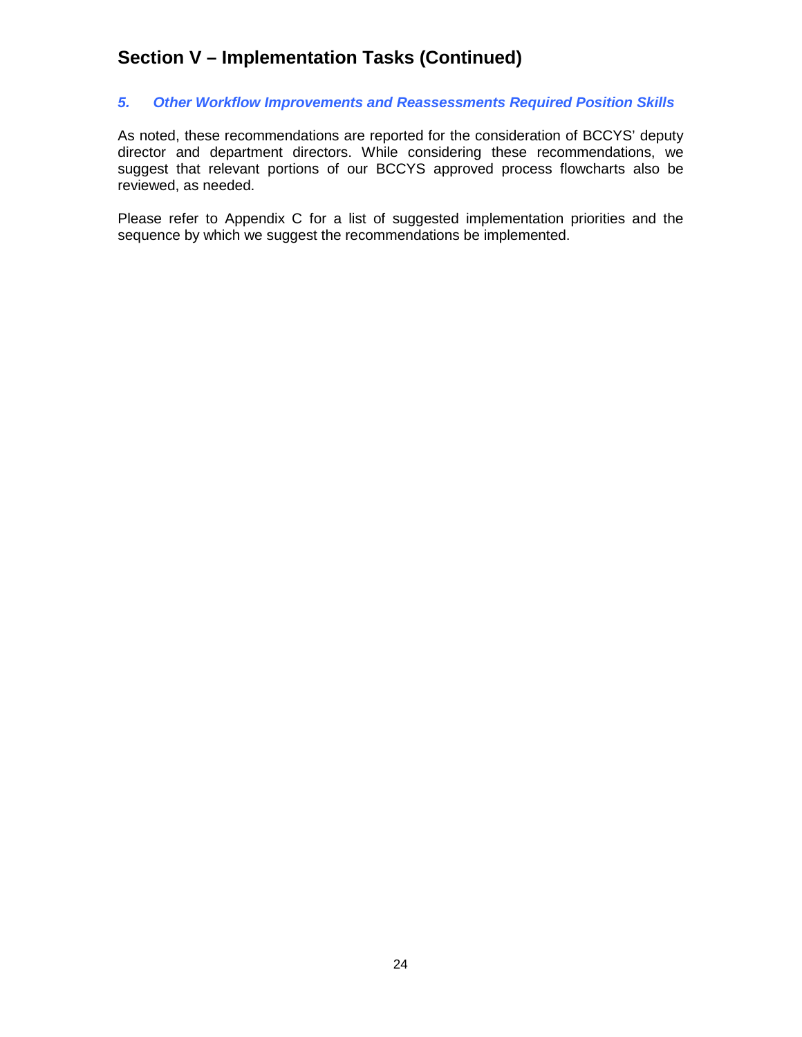## Section V – Implementation Tasks (Continued)

### *5. Other Workflow Improvements and Reassessments Required Position Skills*

As noted, these recommendations are reported for the consideration of BCCYS' deputy director and department directors. While considering these recommendations, we suggest that relevant portions of our BCCYS approved process flowcharts also be reviewed, as needed.

Please refer to Appendix C for a list of suggested implementation priorities and the sequence by which we suggest the recommendations be implemented.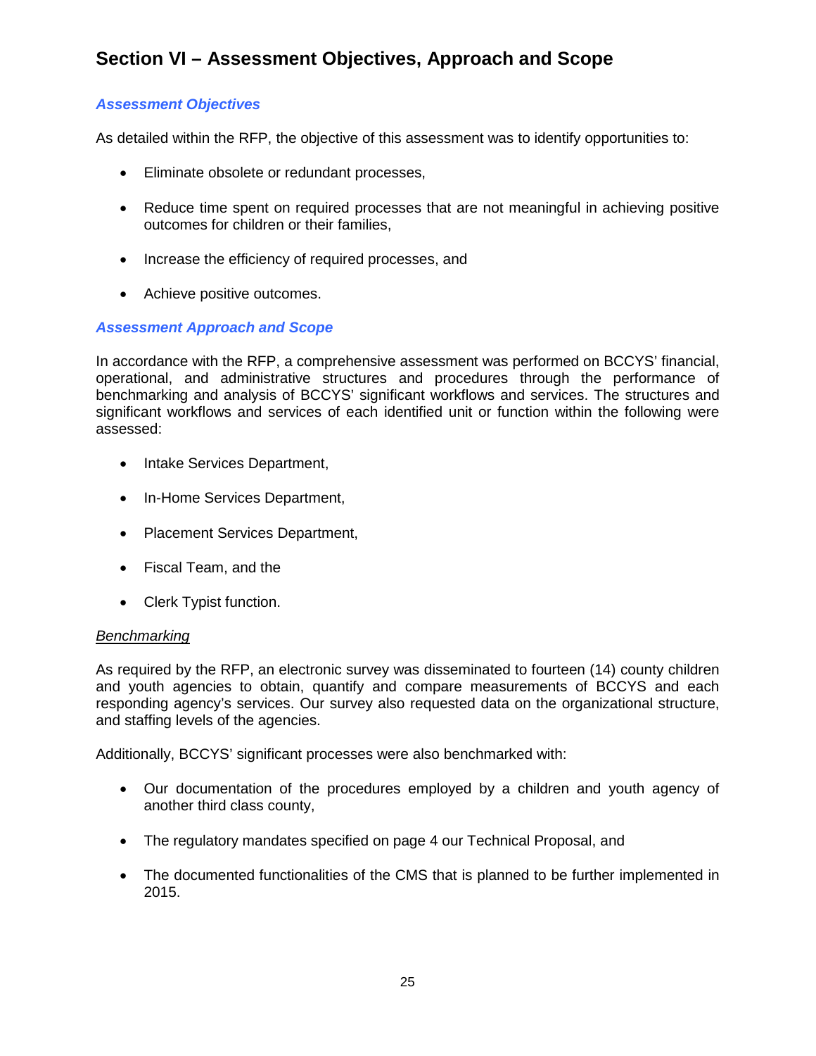## Section VI – Assessment Objectives, Approach and Scope

### *Assessment Objectives*

As detailed within the RFP, the objective of this assessment was to identify opportunities to:

- Eliminate obsolete or redundant processes,
- Reduce time spent on required processes that are not meaningful in achieving positive outcomes for children or their families,
- Increase the efficiency of required processes, and
- Achieve positive outcomes.

### *Assessment Approach and Scope*

In accordance with the RFP, a comprehensive assessment was performed on BCCYS' financial, operational, and administrative structures and procedures through the performance of benchmarking and analysis of BCCYS' significant workflows and services. The structures and significant workflows and services of each identified unit or function within the following were assessed:

- Intake Services Department,
- In-Home Services Department,
- Placement Services Department,
- Fiscal Team, and the
- Clerk Typist function.

#### Benchmarking

As required by the RFP, an electronic survey was disseminated to fourteen (14) county children and youth agencies to obtain, quantify and compare measurements of BCCYS and each responding agency's services. Our survey also requested data on the organizational structure, and staffing levels of the agencies.

Additionally, BCCYS' significant processes were also benchmarked with:

- Our documentation of the procedures employed by a children and youth agency of another third class county,
- The regulatory mandates specified on page 4 our Technical Proposal, and
- The documented functionalities of the CMS that is planned to be further implemented in 2015.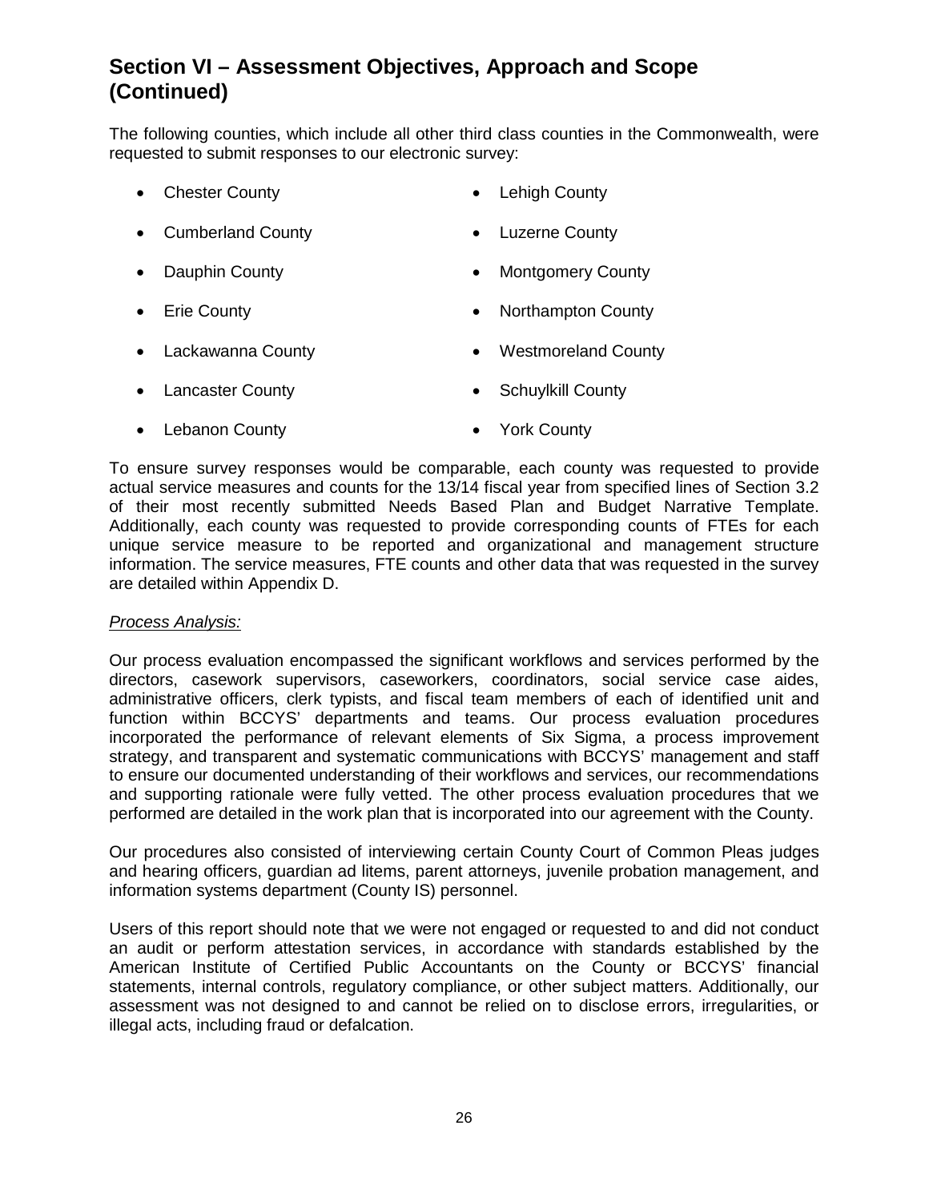## Section VI – Assessment Objectives, Approach and Scope (Continued)

The following counties, which include all other third class counties in the Commonwealth, were requested to submit responses to our electronic survey:

- Chester County
- Cumberland County
- Dauphin County
- Erie County
- Lackawanna County
- Lancaster County
- Lebanon County
- Lehigh County
- Luzerne County
- Montgomery County
- Northampton County
- Westmoreland County
- Schuylkill County
- York County

To ensure survey responses would be comparable, each county was requested to provide actual service measures and counts for the 13/14 fiscal year from specified lines of Section 3.2 of their most recently submitted Needs Based Plan and Budget Narrative Template. Additionally, each county was requested to provide corresponding counts of FTEs for each unique service measure to be reported and organizational and management structure information. The service measures, FTE counts and other data that was requested in the survey are detailed within Appendix D.

*Process Analysis:*

Our process evaluation encompassed the significant workflows and services performed by the directors, casework supervisors, caseworkers, coordinators, social service case aides, administrative officers, clerk typists, and fiscal team members of each of identified unit and function within BCCYS' departments and teams. Our process evaluation procedures incorporated the performance of relevant elements of Six Sigma, a process improvement strategy, and transparent and systematic communications with BCCYS' management and staff to ensure our documented understanding of their workflows and services, our recommendations and supporting rationale were fully vetted. The other process evaluation procedures that we performed are detailed in the work plan that is incorporated into our agreement with the County.

Our procedures also consisted of interviewing certain County Court of Common Pleas judges and hearing officers, guardian ad litems, parent attorneys, juvenile probation management, and information systems department (County IS) personnel.

Users of this report should note that we were not engaged or requested to and did not conduct an audit or perform attestation services, in accordance with standards established by the American Institute of Certified Public Accountants on the County or BCCYS' financial statements, internal controls, regulatory compliance, or other subject matters. Additionally, our assessment was not designed to and cannot be relied on to disclose errors, irregularities, or illegal acts, including fraud or defalcation.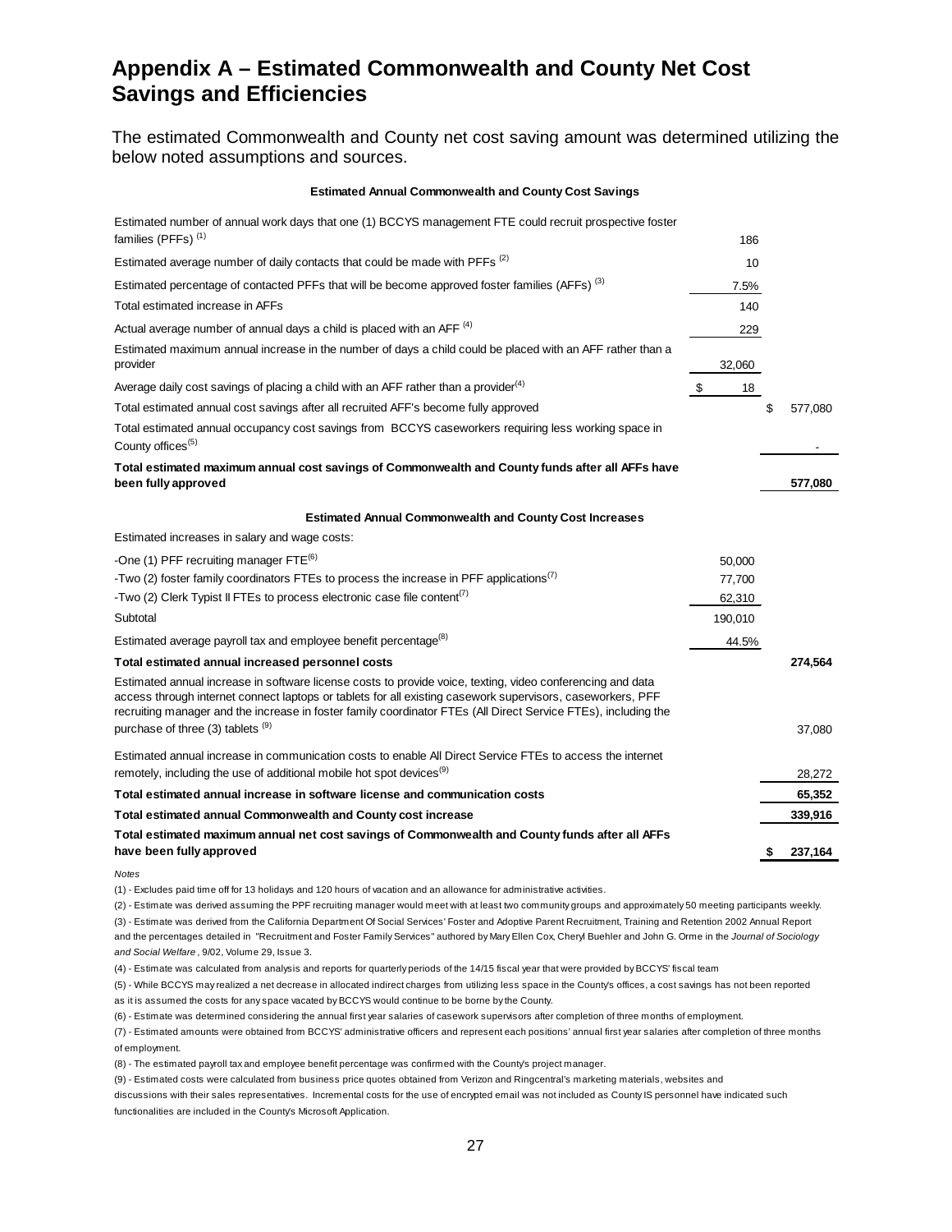# Appendix A – Estimated Commonwealth and County Net Cost Savings and Efficiencies

The estimated Commonwealth and County net cost saving amount was determined utilizing the below noted assumptions and sources.

**Estimated Annual Commonwealth and County Cost Savings**

| | | |
|---|---|---|
| Estimated number of annual work days that one (1) BCCYS management FTE could recruit prospective foster families (PFFs) [(1)] | 186 | |
| Estimated average number of daily contacts that could be made with PFFs [(2)] | 10 | |
| Estimated percentage of contacted PFFs that will be become approved foster families (AFFs) [(3)] | 7.5% | |
| Total estimated increase in AFFs | 140 | |
| Actual average number of annual days a child is placed with an AFF [(4)] | 229 | |
| Estimated maximum annual increase in the number of days a child could be placed with an AFF rather than a provider | 32,060 | |
| Average daily cost savings of placing a child with an AFF rather than a provider[(4)] | $ 18 | |
| Total estimated annual cost savings after all recruited AFF's become fully approved | | $ 577,080 |
| Total estimated annual occupancy cost savings from BCCYS caseworkers requiring less working space in County offices[(5)] | | - |
| **Total estimated maximum annual cost savings of Commonwealth and County funds after all AFFs have been fully approved** | | **577,080** |

**Estimated Annual Commonwealth and County Cost Increases**

| | | |
|---|---|---|
| Estimated increases in salary and wage costs: | | |
| -One (1) PFF recruiting manager FTE[(6)] | 50,000 | |
| -Two (2) foster family coordinators FTEs to process the increase in PFF applications[(7)] | 77,700 | |
| -Two (2) Clerk Typist II FTEs to process electronic case file content[(7)] | 62,310 | |
| Subtotal | 190,010 | |
| Estimated average payroll tax and employee benefit percentage[(8)] | 44.5% | |
| **Total estimated annual increased personnel costs** | | **274,564** |
| Estimated annual increase in software license costs to provide voice, texting, video conferencing and data access through internet connect laptops or tablets for all existing casework supervisors, caseworkers, PFF recruiting manager and the increase in foster family coordinator FTEs (All Direct Service FTEs), including the purchase of three (3) tablets [(9)] | | 37,080 |
| Estimated annual increase in communication costs to enable All Direct Service FTEs to access the internet remotely, including the use of additional mobile hot spot devices[(9)] | | 28,272 |
| **Total estimated annual increase in software license and communication costs** | | **65,352** |
| **Total estimated annual Commonwealth and County cost increase** | | **339,916** |
| **Total estimated maximum annual net cost savings of Commonwealth and County funds after all AFFs have been fully approved** | | **$ 237,164** |

*Notes*

(1) - Excludes paid time off for 13 holidays and 120 hours of vacation and an allowance for administrative activities.

(2) - Estimate was derived assuming the PFF recruiting manager would meet with at least two community groups and approximately 50 meeting participants weekly.

(3) - Estimate was derived from the California Department Of Social Services' Foster and Adoptive Parent Recruitment, Training and Retention 2002 Annual Report and the percentages detailed in "Recruitment and Foster Family Services" authored by Mary Ellen Cox, Cheryl Buehler and John G. Orme in the *Journal of Sociology and Social Welfare*, 9/02, Volume 29, Issue 3.

(4) - Estimate was calculated from analysis and reports for quarterly periods of the 14/15 fiscal year that were provided by BCCYS' fiscal team

(5) - While BCCYS may realized a net decrease in allocated indirect charges from utilizing less space in the County's offices, a cost savings has not been reported as it is assumed the costs for any space vacated by BCCYS would continue to be borne by the County.

(6) - Estimate was determined considering the annual first year salaries of casework supervisors after completion of three months of employment.

(7) - Estimated amounts were obtained from BCCYS' administrative officers and represent each positions' annual first year salaries after completion of three months of employment.

(8) - The estimated payroll tax and employee benefit percentage was confirmed with the County's project manager.

(9) - Estimated costs were calculated from business price quotes obtained from Verizon and Ringcentral's marketing materials, websites and discussions with their sales representatives. Incremental costs for the use of encrypted email was not included as County IS personnel have indicated such functionalities are included in the County's Microsoft Application.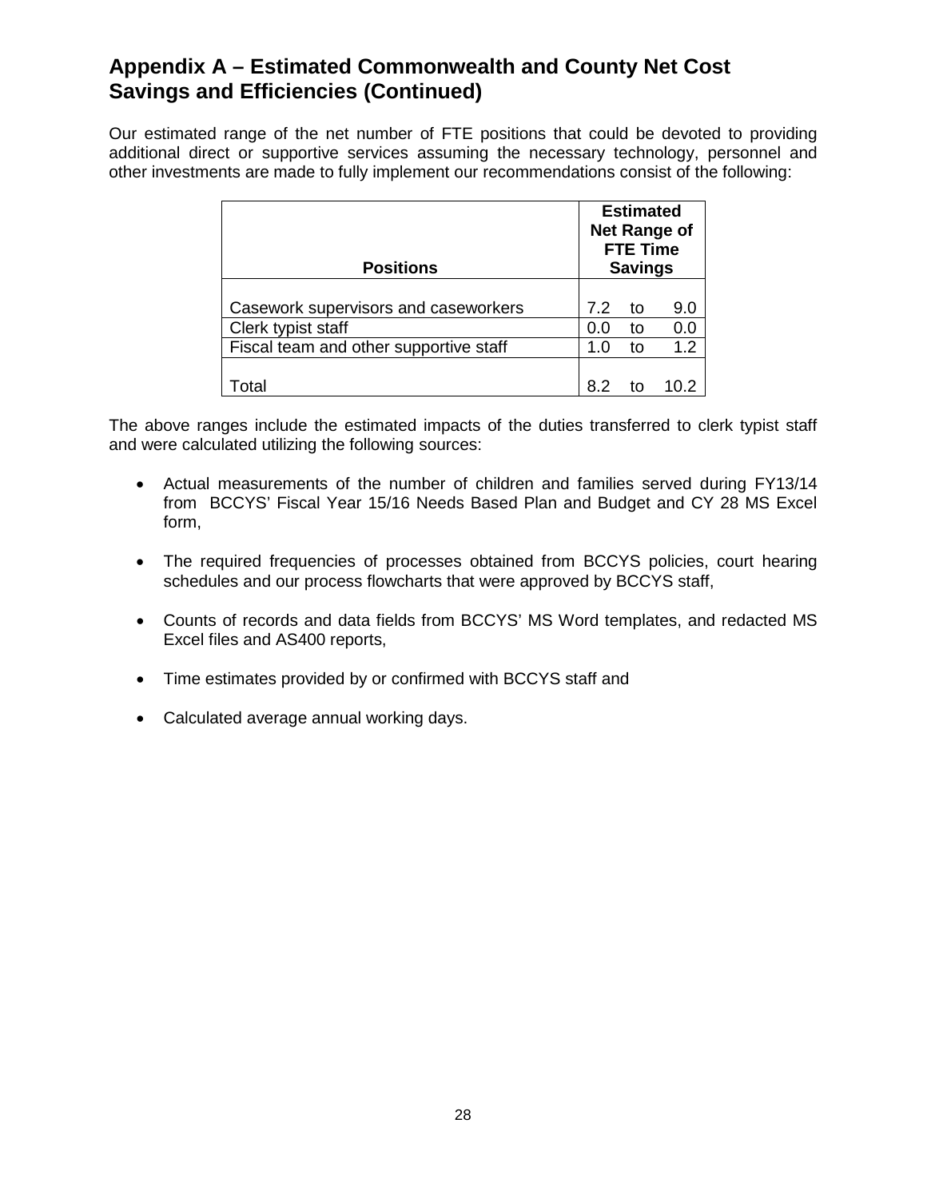## Appendix A – Estimated Commonwealth and County Net Cost Savings and Efficiencies (Continued)

Our estimated range of the net number of FTE positions that could be devoted to providing additional direct or supportive services assuming the necessary technology, personnel and other investments are made to fully implement our recommendations consist of the following:

| Positions | Estimated Net Range of FTE Time Savings |
|---|---|
| Casework supervisors and caseworkers | 7.2 to 9.0 |
| Clerk typist staff | 0.0 to 0.0 |
| Fiscal team and other supportive staff | 1.0 to 1.2 |
| Total | 8.2 to 10.2 |

The above ranges include the estimated impacts of the duties transferred to clerk typist staff and were calculated utilizing the following sources:

- Actual measurements of the number of children and families served during FY13/14 from BCCYS' Fiscal Year 15/16 Needs Based Plan and Budget and CY 28 MS Excel form,
- The required frequencies of processes obtained from BCCYS policies, court hearing schedules and our process flowcharts that were approved by BCCYS staff,
- Counts of records and data fields from BCCYS' MS Word templates, and redacted MS Excel files and AS400 reports,
- Time estimates provided by or confirmed with BCCYS staff and
- Calculated average annual working days.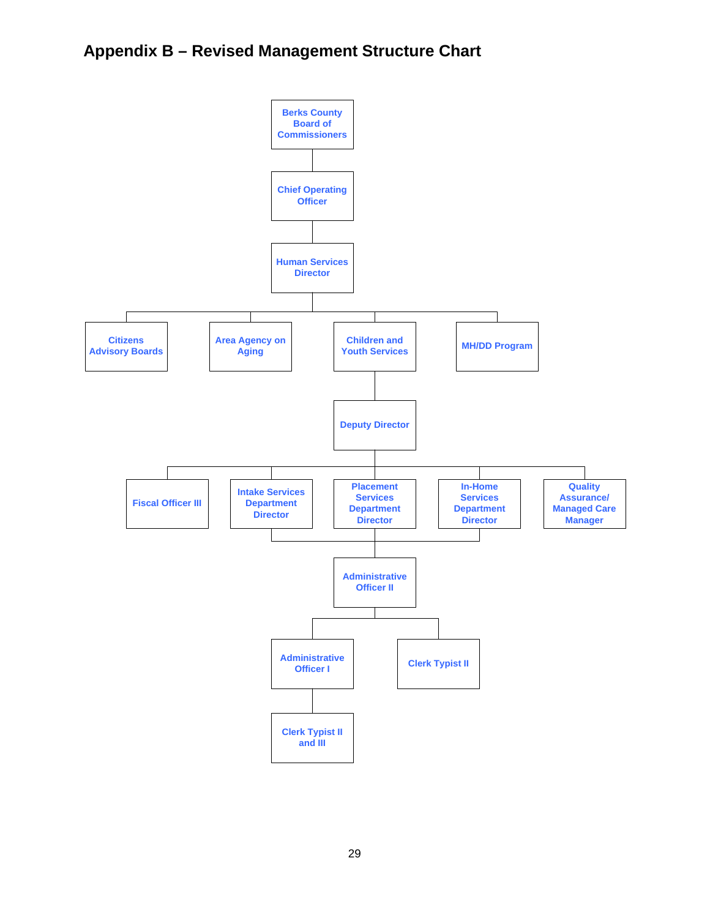## Appendix B – Revised Management Structure Chart

- Berks County Board of Commissioners
  - Chief Operating Officer
    - Human Services Director
      - Citizens Advisory Boards
      - Area Agency on Aging
      - Children and Youth Services
        - Deputy Director
          - Fiscal Officer III
          - Intake Services Department Director
          - Placement Services Department Director
          - In-Home Services Department Director
          - Quality Assurance/ Managed Care Manager
          - Administrative Officer II (reports jointly to the Intake Services, Placement Services, and In-Home Services Department Directors)
            - Administrative Officer I
              - Clerk Typist II and III
            - Clerk Typist II
      - MH/DD Program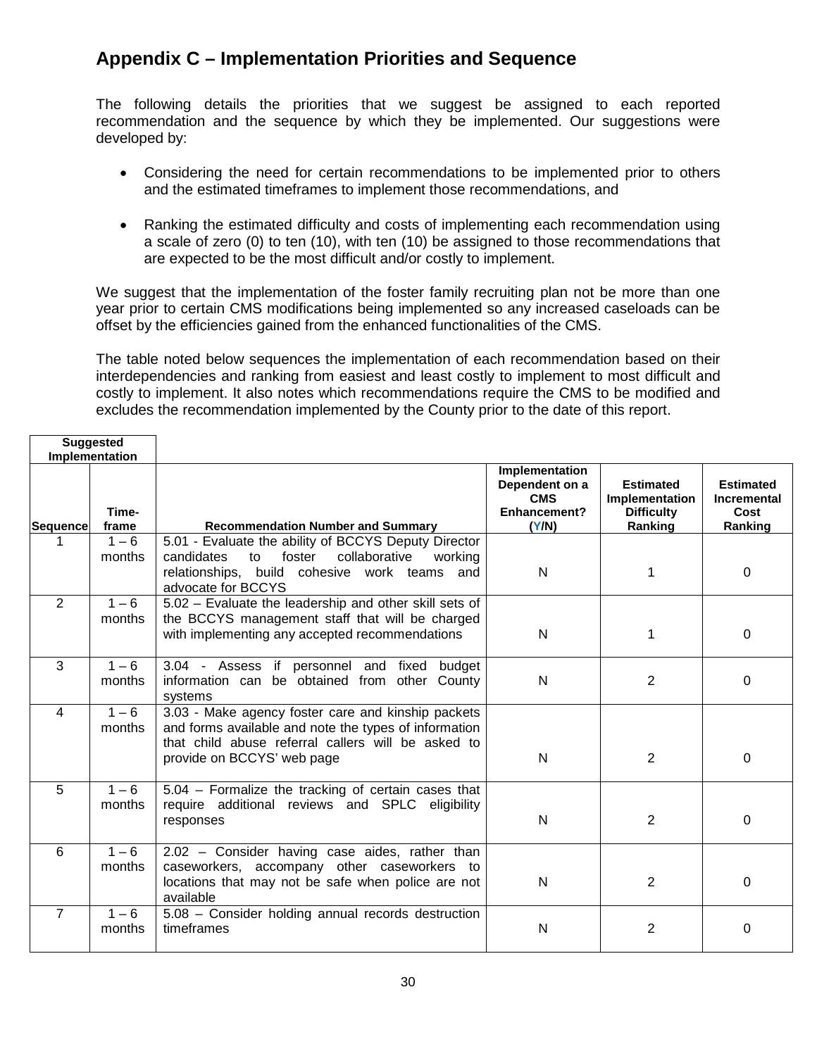## Appendix C – Implementation Priorities and Sequence

The following details the priorities that we suggest be assigned to each reported recommendation and the sequence by which they be implemented. Our suggestions were developed by:

- Considering the need for certain recommendations to be implemented prior to others and the estimated timeframes to implement those recommendations, and
- Ranking the estimated difficulty and costs of implementing each recommendation using a scale of zero (0) to ten (10), with ten (10) be assigned to those recommendations that are expected to be the most difficult and/or costly to implement.

We suggest that the implementation of the foster family recruiting plan not be more than one year prior to certain CMS modifications being implemented so any increased caseloads can be offset by the efficiencies gained from the enhanced functionalities of the CMS.

The table noted below sequences the implementation of each recommendation based on their interdependencies and ranking from easiest and least costly to implement to most difficult and costly to implement. It also notes which recommendations require the CMS to be modified and excludes the recommendation implemented by the County prior to the date of this report.

| Suggested Implementation | | | | | |
|---|---|---|---|---|---|
| **Sequence** | **Time-frame** | **Recommendation Number and Summary** | **Implementation Dependent on a CMS Enhancement? (Y/N)** | **Estimated Implementation Difficulty Ranking** | **Estimated Incremental Cost Ranking** |
| 1 | 1 – 6 months | 5.01 - Evaluate the ability of BCCYS Deputy Director candidates to foster collaborative working relationships, build cohesive work teams and advocate for BCCYS | N | 1 | 0 |
| 2 | 1 – 6 months | 5.02 – Evaluate the leadership and other skill sets of the BCCYS management staff that will be charged with implementing any accepted recommendations | N | 1 | 0 |
| 3 | 1 – 6 months | 3.04 - Assess if personnel and fixed budget information can be obtained from other County systems | N | 2 | 0 |
| 4 | 1 – 6 months | 3.03 - Make agency foster care and kinship packets and forms available and note the types of information that child abuse referral callers will be asked to provide on BCCYS' web page | N | 2 | 0 |
| 5 | 1 – 6 months | 5.04 – Formalize the tracking of certain cases that require additional reviews and SPLC eligibility responses | N | 2 | 0 |
| 6 | 1 – 6 months | 2.02 – Consider having case aides, rather than caseworkers, accompany other caseworkers to locations that may not be safe when police are not available | N | 2 | 0 |
| 7 | 1 – 6 months | 5.08 – Consider holding annual records destruction timeframes | N | 2 | 0 |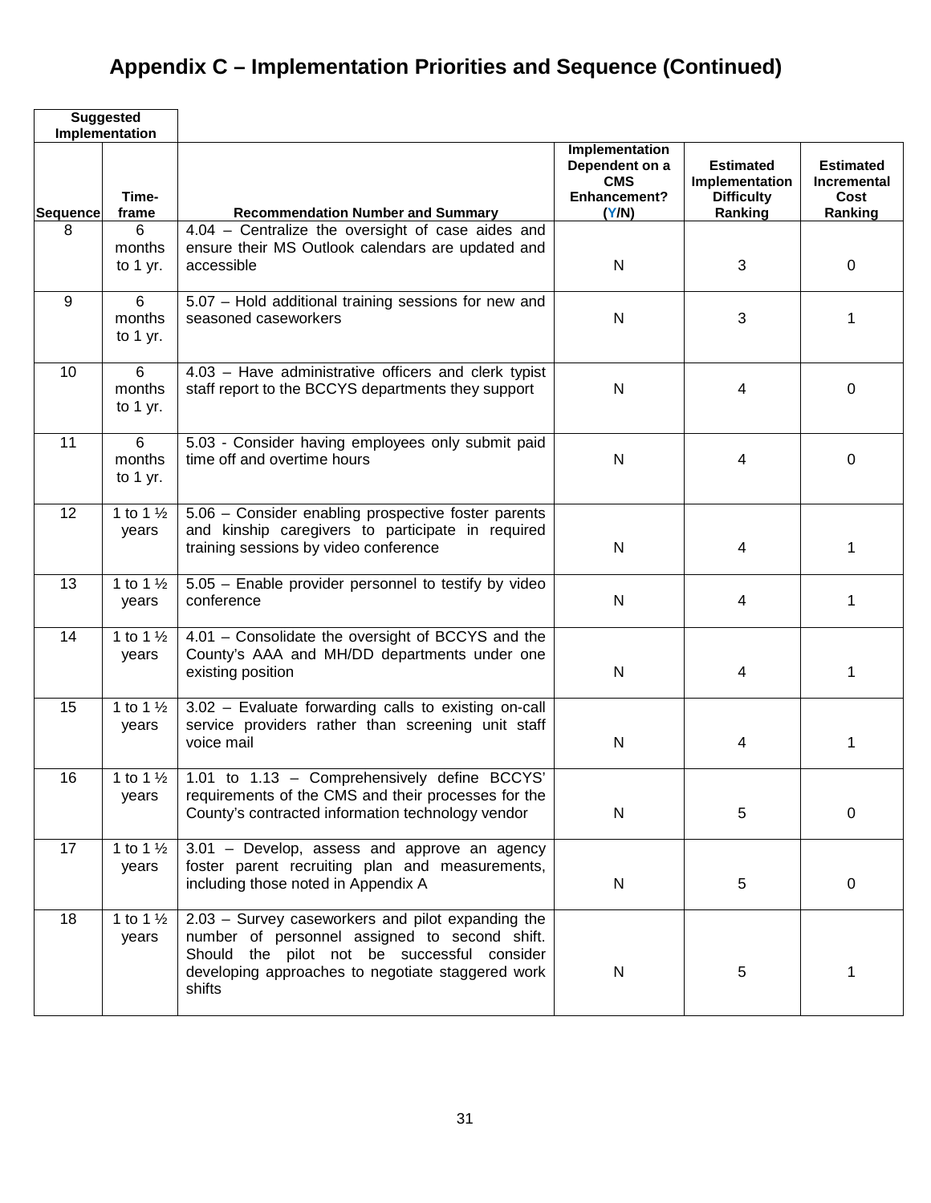# Appendix C – Implementation Priorities and Sequence (Continued)

| Suggested Implementation | | | | | |
|---|---|---|---|---|---|
| **Sequence** | **Time-frame** | **Recommendation Number and Summary** | **Implementation Dependent on a CMS Enhancement? (Y/N)** | **Estimated Implementation Difficulty Ranking** | **Estimated Incremental Cost Ranking** |
| 8 | 6 months to 1 yr. | 4.04 – Centralize the oversight of case aides and ensure their MS Outlook calendars are updated and accessible | N | 3 | 0 |
| 9 | 6 months to 1 yr. | 5.07 – Hold additional training sessions for new and seasoned caseworkers | N | 3 | 1 |
| 10 | 6 months to 1 yr. | 4.03 – Have administrative officers and clerk typist staff report to the BCCYS departments they support | N | 4 | 0 |
| 11 | 6 months to 1 yr. | 5.03 - Consider having employees only submit paid time off and overtime hours | N | 4 | 0 |
| 12 | 1 to 1 ½ years | 5.06 – Consider enabling prospective foster parents and kinship caregivers to participate in required training sessions by video conference | N | 4 | 1 |
| 13 | 1 to 1 ½ years | 5.05 – Enable provider personnel to testify by video conference | N | 4 | 1 |
| 14 | 1 to 1 ½ years | 4.01 – Consolidate the oversight of BCCYS and the County's AAA and MH/DD departments under one existing position | N | 4 | 1 |
| 15 | 1 to 1 ½ years | 3.02 – Evaluate forwarding calls to existing on-call service providers rather than screening unit staff voice mail | N | 4 | 1 |
| 16 | 1 to 1 ½ years | 1.01 to 1.13 – Comprehensively define BCCYS' requirements of the CMS and their processes for the County's contracted information technology vendor | N | 5 | 0 |
| 17 | 1 to 1 ½ years | 3.01 – Develop, assess and approve an agency foster parent recruiting plan and measurements, including those noted in Appendix A | N | 5 | 0 |
| 18 | 1 to 1 ½ years | 2.03 – Survey caseworkers and pilot expanding the number of personnel assigned to second shift. Should the pilot not be successful consider developing approaches to negotiate staggered work shifts | N | 5 | 1 |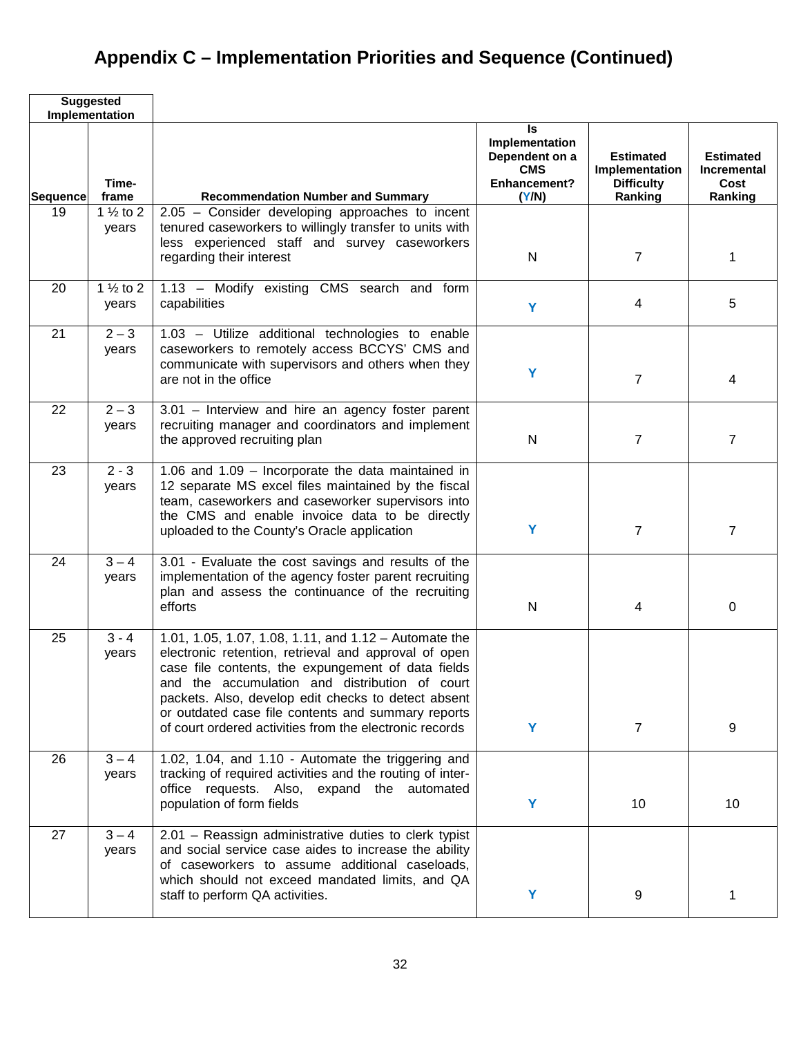# Appendix C – Implementation Priorities and Sequence (Continued)

| Suggested Implementation | | | | | |
|---|---|---|---|---|---|
| **Sequence** | **Time-frame** | **Recommendation Number and Summary** | **Is Implementation Dependent on a CMS Enhancement? (Y/N)** | **Estimated Implementation Difficulty Ranking** | **Estimated Incremental Cost Ranking** |
| 19 | 1 ½ to 2 years | 2.05 – Consider developing approaches to incent tenured caseworkers to willingly transfer to units with less experienced staff and survey caseworkers regarding their interest | N | 7 | 1 |
| 20 | 1 ½ to 2 years | 1.13 – Modify existing CMS search and form capabilities | Y | 4 | 5 |
| 21 | 2 – 3 years | 1.03 – Utilize additional technologies to enable caseworkers to remotely access BCCYS' CMS and communicate with supervisors and others when they are not in the office | Y | 7 | 4 |
| 22 | 2 – 3 years | 3.01 – Interview and hire an agency foster parent recruiting manager and coordinators and implement the approved recruiting plan | N | 7 | 7 |
| 23 | 2 - 3 years | 1.06 and 1.09 – Incorporate the data maintained in 12 separate MS excel files maintained by the fiscal team, caseworkers and caseworker supervisors into the CMS and enable invoice data to be directly uploaded to the County's Oracle application | Y | 7 | 7 |
| 24 | 3 – 4 years | 3.01 - Evaluate the cost savings and results of the implementation of the agency foster parent recruiting plan and assess the continuance of the recruiting efforts | N | 4 | 0 |
| 25 | 3 - 4 years | 1.01, 1.05, 1.07, 1.08, 1.11, and 1.12 – Automate the electronic retention, retrieval and approval of open case file contents, the expungement of data fields and the accumulation and distribution of court packets. Also, develop edit checks to detect absent or outdated case file contents and summary reports of court ordered activities from the electronic records | Y | 7 | 9 |
| 26 | 3 – 4 years | 1.02, 1.04, and 1.10 - Automate the triggering and tracking of required activities and the routing of inter-office requests. Also, expand the automated population of form fields | Y | 10 | 10 |
| 27 | 3 – 4 years | 2.01 – Reassign administrative duties to clerk typist and social service case aides to increase the ability of caseworkers to assume additional caseloads, which should not exceed mandated limits, and QA staff to perform QA activities. | Y | 9 | 1 |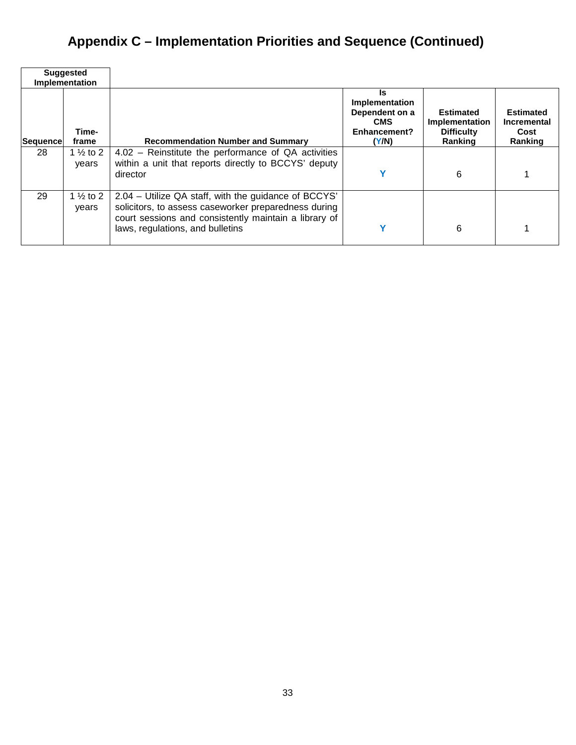# Appendix C – Implementation Priorities and Sequence (Continued)

| Suggested Implementation | | | | | |
|---|---|---|---|---|---|
| **Sequence** | **Time-frame** | **Recommendation Number and Summary** | **Is Implementation Dependent on a CMS Enhancement? (Y/N)** | **Estimated Implementation Difficulty Ranking** | **Estimated Incremental Cost Ranking** |
| 28 | 1 ½ to 2 years | 4.02 – Reinstitute the performance of QA activities within a unit that reports directly to BCCYS' deputy director | Y | 6 | 1 |
| 29 | 1 ½ to 2 years | 2.04 – Utilize QA staff, with the guidance of BCCYS' solicitors, to assess caseworker preparedness during court sessions and consistently maintain a library of laws, regulations, and bulletins | Y | 6 | 1 |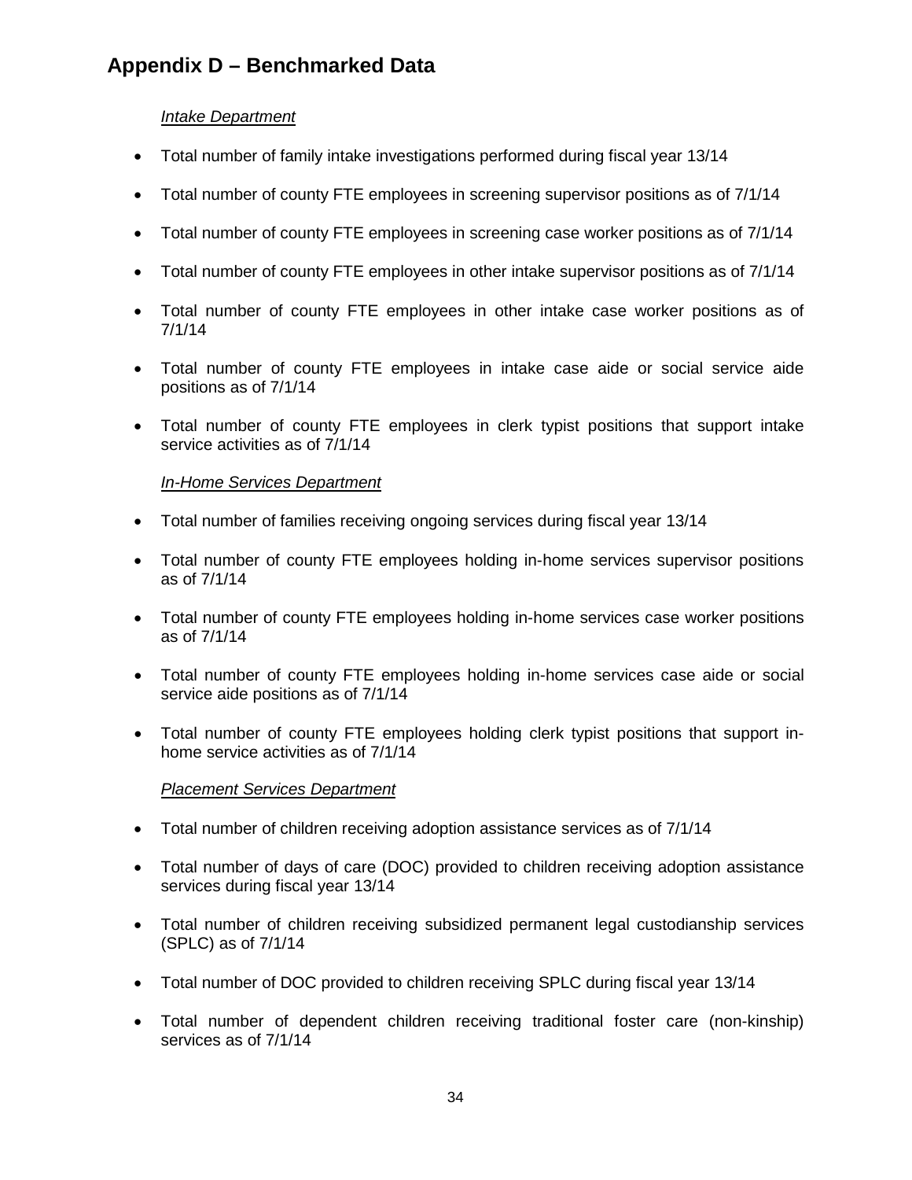# Appendix D – Benchmarked Data

*Intake Department*

- Total number of family intake investigations performed during fiscal year 13/14
- Total number of county FTE employees in screening supervisor positions as of 7/1/14
- Total number of county FTE employees in screening case worker positions as of 7/1/14
- Total number of county FTE employees in other intake supervisor positions as of 7/1/14
- Total number of county FTE employees in other intake case worker positions as of 7/1/14
- Total number of county FTE employees in intake case aide or social service aide positions as of 7/1/14
- Total number of county FTE employees in clerk typist positions that support intake service activities as of 7/1/14

*In-Home Services Department*

- Total number of families receiving ongoing services during fiscal year 13/14
- Total number of county FTE employees holding in-home services supervisor positions as of 7/1/14
- Total number of county FTE employees holding in-home services case worker positions as of 7/1/14
- Total number of county FTE employees holding in-home services case aide or social service aide positions as of 7/1/14
- Total number of county FTE employees holding clerk typist positions that support in-home service activities as of 7/1/14

*Placement Services Department*

- Total number of children receiving adoption assistance services as of 7/1/14
- Total number of days of care (DOC) provided to children receiving adoption assistance services during fiscal year 13/14
- Total number of children receiving subsidized permanent legal custodianship services (SPLC) as of 7/1/14
- Total number of DOC provided to children receiving SPLC during fiscal year 13/14
- Total number of dependent children receiving traditional foster care (non-kinship) services as of 7/1/14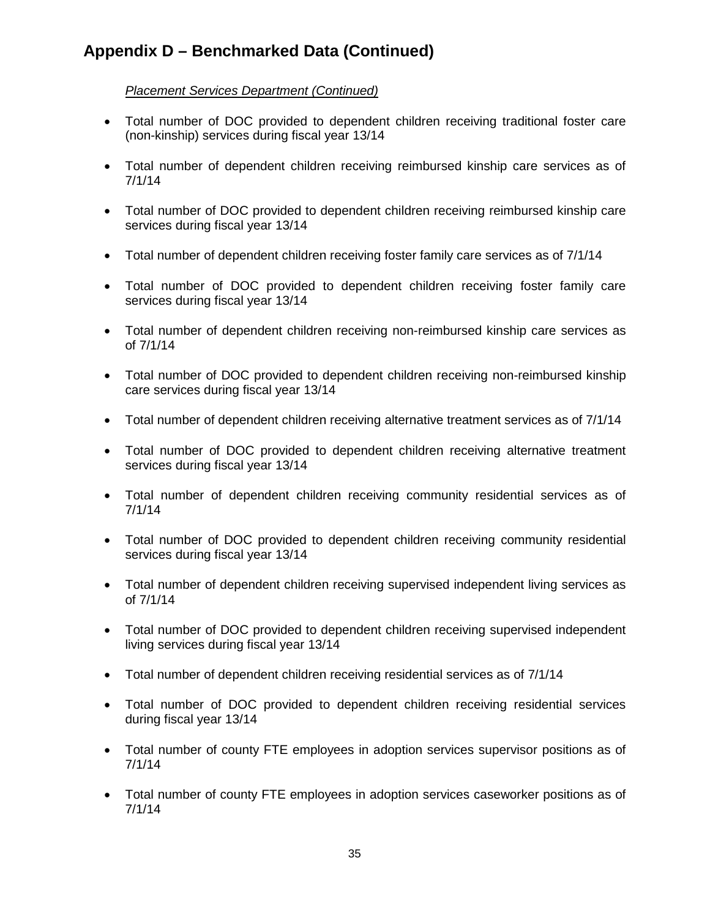## Appendix D – Benchmarked Data (Continued)

*Placement Services Department (Continued)*

- Total number of DOC provided to dependent children receiving traditional foster care (non-kinship) services during fiscal year 13/14
- Total number of dependent children receiving reimbursed kinship care services as of 7/1/14
- Total number of DOC provided to dependent children receiving reimbursed kinship care services during fiscal year 13/14
- Total number of dependent children receiving foster family care services as of 7/1/14
- Total number of DOC provided to dependent children receiving foster family care services during fiscal year 13/14
- Total number of dependent children receiving non-reimbursed kinship care services as of 7/1/14
- Total number of DOC provided to dependent children receiving non-reimbursed kinship care services during fiscal year 13/14
- Total number of dependent children receiving alternative treatment services as of 7/1/14
- Total number of DOC provided to dependent children receiving alternative treatment services during fiscal year 13/14
- Total number of dependent children receiving community residential services as of 7/1/14
- Total number of DOC provided to dependent children receiving community residential services during fiscal year 13/14
- Total number of dependent children receiving supervised independent living services as of 7/1/14
- Total number of DOC provided to dependent children receiving supervised independent living services during fiscal year 13/14
- Total number of dependent children receiving residential services as of 7/1/14
- Total number of DOC provided to dependent children receiving residential services during fiscal year 13/14
- Total number of county FTE employees in adoption services supervisor positions as of 7/1/14
- Total number of county FTE employees in adoption services caseworker positions as of 7/1/14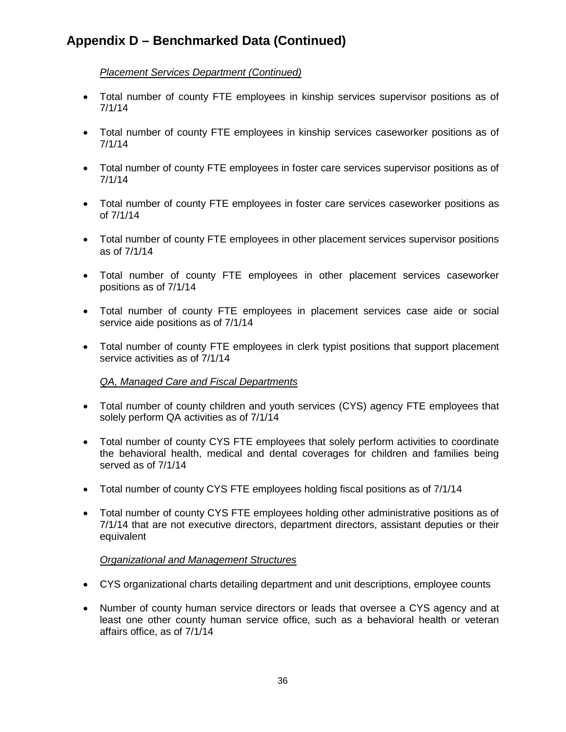# Appendix D – Benchmarked Data (Continued)

*Placement Services Department (Continued)*

- Total number of county FTE employees in kinship services supervisor positions as of 7/1/14
- Total number of county FTE employees in kinship services caseworker positions as of 7/1/14
- Total number of county FTE employees in foster care services supervisor positions as of 7/1/14
- Total number of county FTE employees in foster care services caseworker positions as of 7/1/14
- Total number of county FTE employees in other placement services supervisor positions as of 7/1/14
- Total number of county FTE employees in other placement services caseworker positions as of 7/1/14
- Total number of county FTE employees in placement services case aide or social service aide positions as of 7/1/14
- Total number of county FTE employees in clerk typist positions that support placement service activities as of 7/1/14

*QA, Managed Care and Fiscal Departments*

- Total number of county children and youth services (CYS) agency FTE employees that solely perform QA activities as of 7/1/14
- Total number of county CYS FTE employees that solely perform activities to coordinate the behavioral health, medical and dental coverages for children and families being served as of 7/1/14
- Total number of county CYS FTE employees holding fiscal positions as of 7/1/14
- Total number of county CYS FTE employees holding other administrative positions as of 7/1/14 that are not executive directors, department directors, assistant deputies or their equivalent

*Organizational and Management Structures*

- CYS organizational charts detailing department and unit descriptions, employee counts
- Number of county human service directors or leads that oversee a CYS agency and at least one other county human service office, such as a behavioral health or veteran affairs office, as of 7/1/14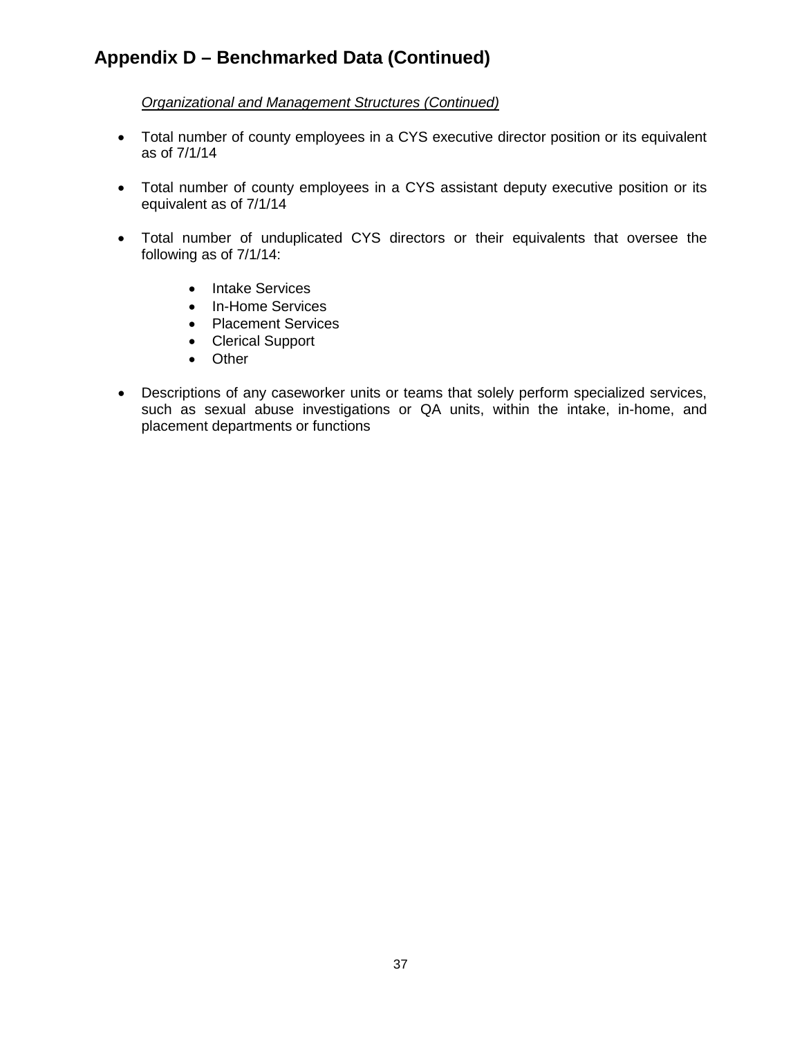## Appendix D – Benchmarked Data (Continued)

*Organizational and Management Structures (Continued)*

- Total number of county employees in a CYS executive director position or its equivalent as of 7/1/14
- Total number of county employees in a CYS assistant deputy executive position or its equivalent as of 7/1/14
- Total number of unduplicated CYS directors or their equivalents that oversee the following as of 7/1/14:
  - Intake Services
  - In-Home Services
  - Placement Services
  - Clerical Support
  - Other
- Descriptions of any caseworker units or teams that solely perform specialized services, such as sexual abuse investigations or QA units, within the intake, in-home, and placement departments or functions